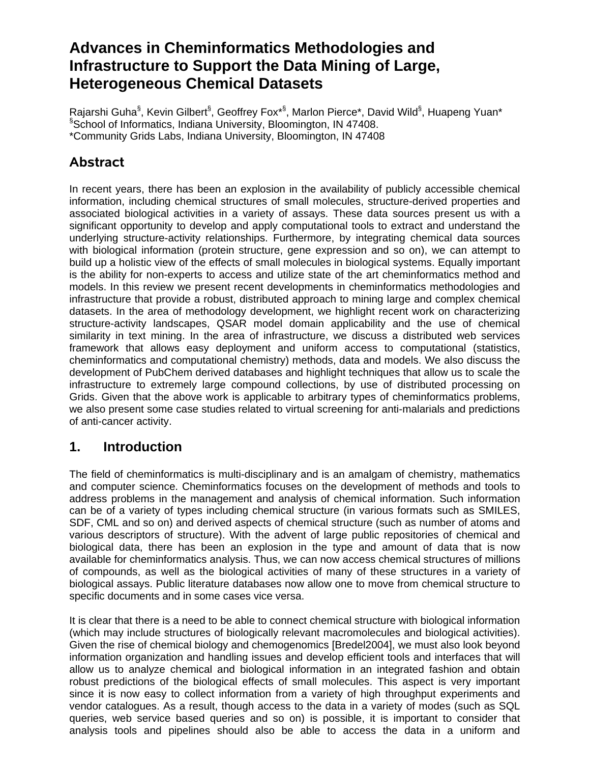# Advances in Cheminformatics Methodologies and Infrastructure to Support the Data Mining of Large, Heterogeneous Chemical Datasets

Rajarshi Guha[§], Kevin Gilbert[§], Geoffrey Fox*[§], Marlon Pierce*, David Wild[§], Huapeng Yuan*
[§]School of Informatics, Indiana University, Bloomington, IN 47408.
*Community Grids Labs, Indiana University, Bloomington, IN 47408

## Abstract

In recent years, there has been an explosion in the availability of publicly accessible chemical information, including chemical structures of small molecules, structure-derived properties and associated biological activities in a variety of assays. These data sources present us with a significant opportunity to develop and apply computational tools to extract and understand the underlying structure-activity relationships. Furthermore, by integrating chemical data sources with biological information (protein structure, gene expression and so on), we can attempt to build up a holistic view of the effects of small molecules in biological systems. Equally important is the ability for non-experts to access and utilize state of the art cheminformatics method and models. In this review we present recent developments in cheminformatics methodologies and infrastructure that provide a robust, distributed approach to mining large and complex chemical datasets. In the area of methodology development, we highlight recent work on characterizing structure-activity landscapes, QSAR model domain applicability and the use of chemical similarity in text mining. In the area of infrastructure, we discuss a distributed web services framework that allows easy deployment and uniform access to computational (statistics, cheminformatics and computational chemistry) methods, data and models. We also discuss the development of PubChem derived databases and highlight techniques that allow us to scale the infrastructure to extremely large compound collections, by use of distributed processing on Grids. Given that the above work is applicable to arbitrary types of cheminformatics problems, we also present some case studies related to virtual screening for anti-malarials and predictions of anti-cancer activity.

## 1. Introduction

The field of cheminformatics is multi-disciplinary and is an amalgam of chemistry, mathematics and computer science. Cheminformatics focuses on the development of methods and tools to address problems in the management and analysis of chemical information. Such information can be of a variety of types including chemical structure (in various formats such as SMILES, SDF, CML and so on) and derived aspects of chemical structure (such as number of atoms and various descriptors of structure). With the advent of large public repositories of chemical and biological data, there has been an explosion in the type and amount of data that is now available for cheminformatics analysis. Thus, we can now access chemical structures of millions of compounds, as well as the biological activities of many of these structures in a variety of biological assays. Public literature databases now allow one to move from chemical structure to specific documents and in some cases vice versa.

It is clear that there is a need to be able to connect chemical structure with biological information (which may include structures of biologically relevant macromolecules and biological activities). Given the rise of chemical biology and chemogenomics [Bredel2004], we must also look beyond information organization and handling issues and develop efficient tools and interfaces that will allow us to analyze chemical and biological information in an integrated fashion and obtain robust predictions of the biological effects of small molecules. This aspect is very important since it is now easy to collect information from a variety of high throughput experiments and vendor catalogues. As a result, though access to the data in a variety of modes (such as SQL queries, web service based queries and so on) is possible, it is important to consider that analysis tools and pipelines should also be able to access the data in a uniform and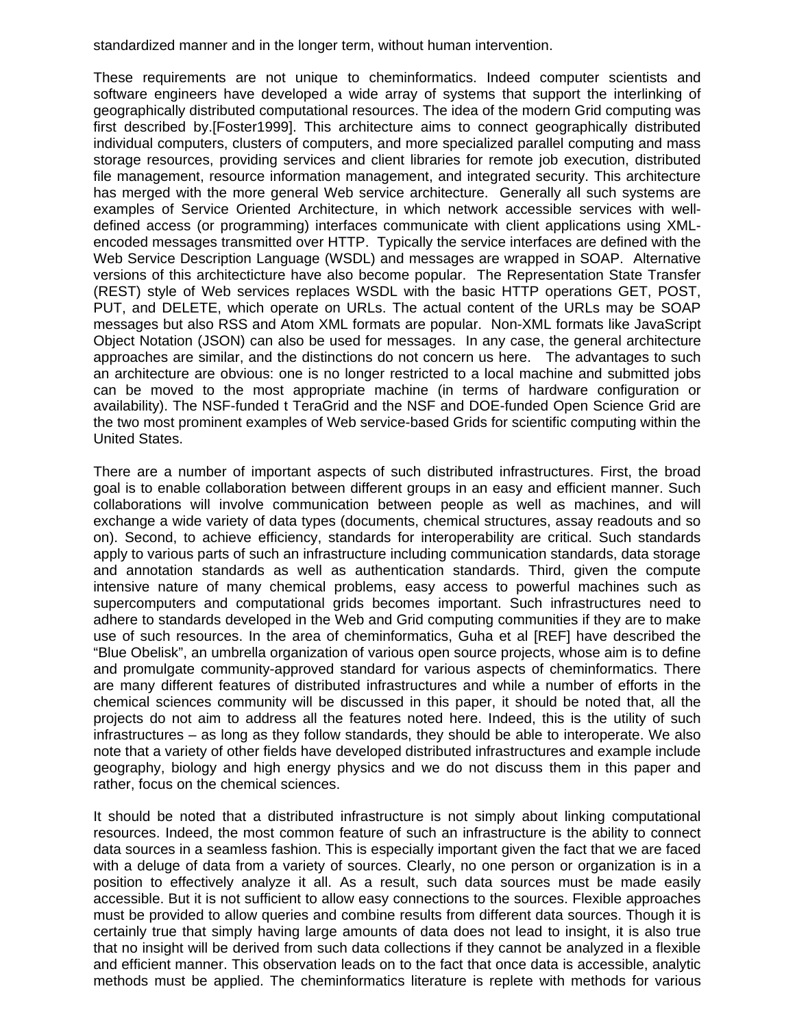standardized manner and in the longer term, without human intervention.

These requirements are not unique to cheminformatics. Indeed computer scientists and software engineers have developed a wide array of systems that support the interlinking of geographically distributed computational resources. The idea of the modern Grid computing was first described by.[Foster1999]. This architecture aims to connect geographically distributed individual computers, clusters of computers, and more specialized parallel computing and mass storage resources, providing services and client libraries for remote job execution, distributed file management, resource information management, and integrated security. This architecture has merged with the more general Web service architecture. Generally all such systems are examples of Service Oriented Architecture, in which network accessible services with well-defined access (or programming) interfaces communicate with client applications using XML-encoded messages transmitted over HTTP. Typically the service interfaces are defined with the Web Service Description Language (WSDL) and messages are wrapped in SOAP. Alternative versions of this architecticture have also become popular. The Representation State Transfer (REST) style of Web services replaces WSDL with the basic HTTP operations GET, POST, PUT, and DELETE, which operate on URLs. The actual content of the URLs may be SOAP messages but also RSS and Atom XML formats are popular. Non-XML formats like JavaScript Object Notation (JSON) can also be used for messages. In any case, the general architecture approaches are similar, and the distinctions do not concern us here. The advantages to such an architecture are obvious: one is no longer restricted to a local machine and submitted jobs can be moved to the most appropriate machine (in terms of hardware configuration or availability). The NSF-funded t TeraGrid and the NSF and DOE-funded Open Science Grid are the two most prominent examples of Web service-based Grids for scientific computing within the United States.

There are a number of important aspects of such distributed infrastructures. First, the broad goal is to enable collaboration between different groups in an easy and efficient manner. Such collaborations will involve communication between people as well as machines, and will exchange a wide variety of data types (documents, chemical structures, assay readouts and so on). Second, to achieve efficiency, standards for interoperability are critical. Such standards apply to various parts of such an infrastructure including communication standards, data storage and annotation standards as well as authentication standards. Third, given the compute intensive nature of many chemical problems, easy access to powerful machines such as supercomputers and computational grids becomes important. Such infrastructures need to adhere to standards developed in the Web and Grid computing communities if they are to make use of such resources. In the area of cheminformatics, Guha et al [REF] have described the "Blue Obelisk", an umbrella organization of various open source projects, whose aim is to define and promulgate community-approved standard for various aspects of cheminformatics. There are many different features of distributed infrastructures and while a number of efforts in the chemical sciences community will be discussed in this paper, it should be noted that, all the projects do not aim to address all the features noted here. Indeed, this is the utility of such infrastructures – as long as they follow standards, they should be able to interoperate. We also note that a variety of other fields have developed distributed infrastructures and example include geography, biology and high energy physics and we do not discuss them in this paper and rather, focus on the chemical sciences.

It should be noted that a distributed infrastructure is not simply about linking computational resources. Indeed, the most common feature of such an infrastructure is the ability to connect data sources in a seamless fashion. This is especially important given the fact that we are faced with a deluge of data from a variety of sources. Clearly, no one person or organization is in a position to effectively analyze it all. As a result, such data sources must be made easily accessible. But it is not sufficient to allow easy connections to the sources. Flexible approaches must be provided to allow queries and combine results from different data sources. Though it is certainly true that simply having large amounts of data does not lead to insight, it is also true that no insight will be derived from such data collections if they cannot be analyzed in a flexible and efficient manner. This observation leads on to the fact that once data is accessible, analytic methods must be applied. The cheminformatics literature is replete with methods for various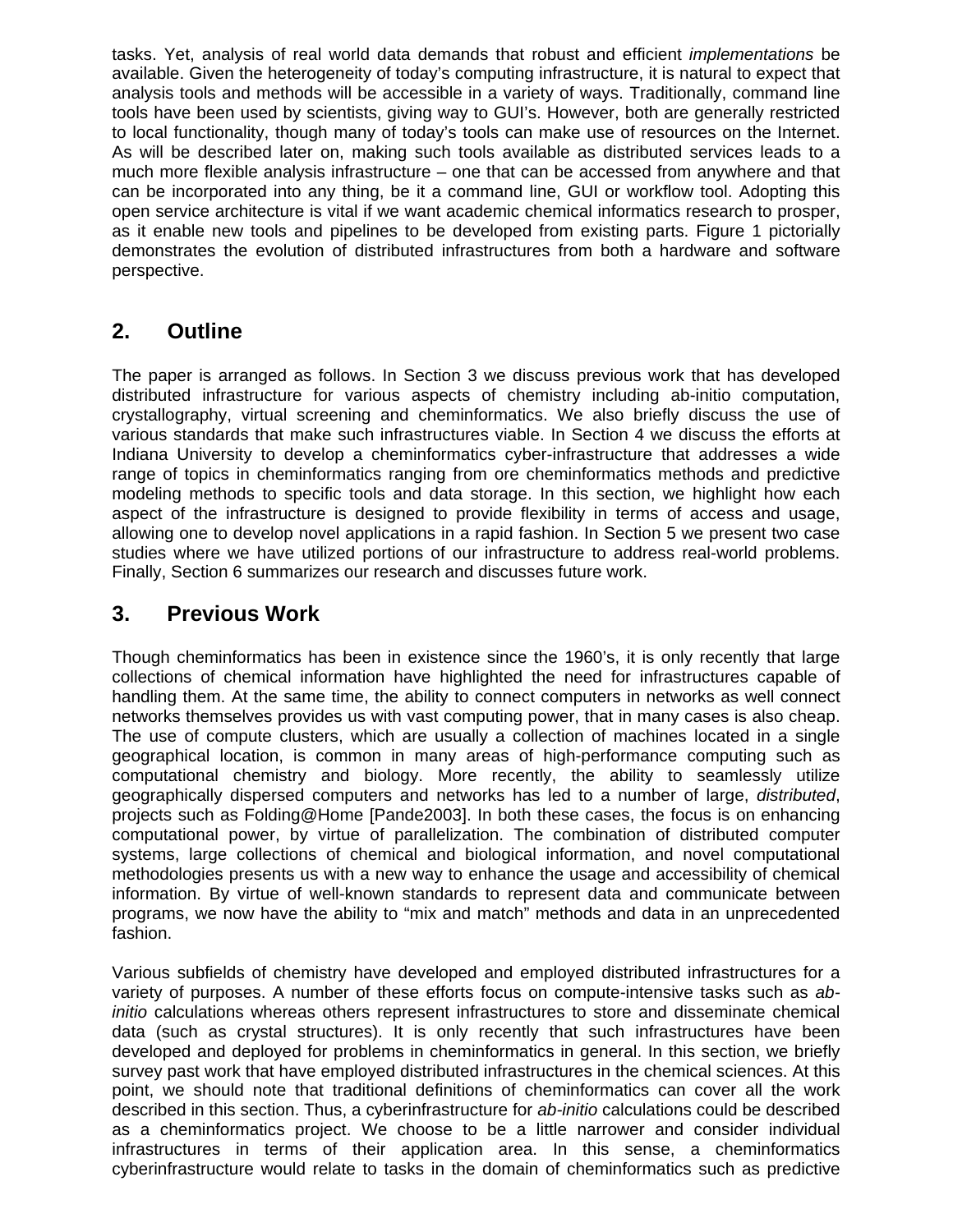tasks. Yet, analysis of real world data demands that robust and efficient *implementations* be available. Given the heterogeneity of today's computing infrastructure, it is natural to expect that analysis tools and methods will be accessible in a variety of ways. Traditionally, command line tools have been used by scientists, giving way to GUI's. However, both are generally restricted to local functionality, though many of today's tools can make use of resources on the Internet. As will be described later on, making such tools available as distributed services leads to a much more flexible analysis infrastructure – one that can be accessed from anywhere and that can be incorporated into any thing, be it a command line, GUI or workflow tool. Adopting this open service architecture is vital if we want academic chemical informatics research to prosper, as it enable new tools and pipelines to be developed from existing parts. Figure 1 pictorially demonstrates the evolution of distributed infrastructures from both a hardware and software perspective.

## 2. Outline

The paper is arranged as follows. In Section 3 we discuss previous work that has developed distributed infrastructure for various aspects of chemistry including ab-initio computation, crystallography, virtual screening and cheminformatics. We also briefly discuss the use of various standards that make such infrastructures viable. In Section 4 we discuss the efforts at Indiana University to develop a cheminformatics cyber-infrastructure that addresses a wide range of topics in cheminformatics ranging from ore cheminformatics methods and predictive modeling methods to specific tools and data storage. In this section, we highlight how each aspect of the infrastructure is designed to provide flexibility in terms of access and usage, allowing one to develop novel applications in a rapid fashion. In Section 5 we present two case studies where we have utilized portions of our infrastructure to address real-world problems. Finally, Section 6 summarizes our research and discusses future work.

## 3. Previous Work

Though cheminformatics has been in existence since the 1960's, it is only recently that large collections of chemical information have highlighted the need for infrastructures capable of handling them. At the same time, the ability to connect computers in networks as well connect networks themselves provides us with vast computing power, that in many cases is also cheap. The use of compute clusters, which are usually a collection of machines located in a single geographical location, is common in many areas of high-performance computing such as computational chemistry and biology. More recently, the ability to seamlessly utilize geographically dispersed computers and networks has led to a number of large, *distributed*, projects such as Folding@Home [Pande2003]. In both these cases, the focus is on enhancing computational power, by virtue of parallelization. The combination of distributed computer systems, large collections of chemical and biological information, and novel computational methodologies presents us with a new way to enhance the usage and accessibility of chemical information. By virtue of well-known standards to represent data and communicate between programs, we now have the ability to "mix and match" methods and data in an unprecedented fashion.

Various subfields of chemistry have developed and employed distributed infrastructures for a variety of purposes. A number of these efforts focus on compute-intensive tasks such as *ab-initio* calculations whereas others represent infrastructures to store and disseminate chemical data (such as crystal structures). It is only recently that such infrastructures have been developed and deployed for problems in cheminformatics in general. In this section, we briefly survey past work that have employed distributed infrastructures in the chemical sciences. At this point, we should note that traditional definitions of cheminformatics can cover all the work described in this section. Thus, a cyberinfrastructure for *ab-initio* calculations could be described as a cheminformatics project. We choose to be a little narrower and consider individual infrastructures in terms of their application area. In this sense, a cheminformatics cyberinfrastructure would relate to tasks in the domain of cheminformatics such as predictive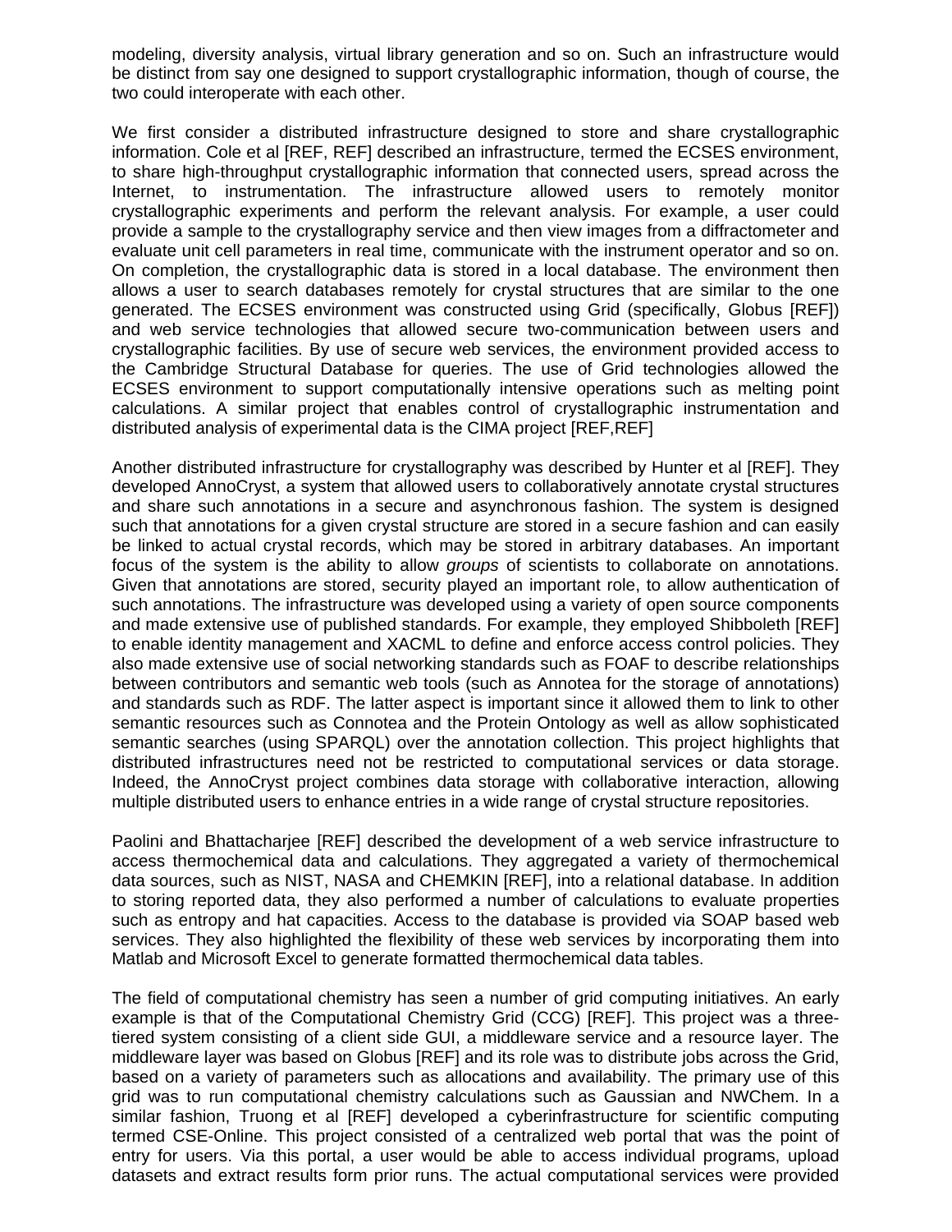modeling, diversity analysis, virtual library generation and so on. Such an infrastructure would be distinct from say one designed to support crystallographic information, though of course, the two could interoperate with each other.

We first consider a distributed infrastructure designed to store and share crystallographic information. Cole et al [REF, REF] described an infrastructure, termed the ECSES environment, to share high-throughput crystallographic information that connected users, spread across the Internet, to instrumentation. The infrastructure allowed users to remotely monitor crystallographic experiments and perform the relevant analysis. For example, a user could provide a sample to the crystallography service and then view images from a diffractometer and evaluate unit cell parameters in real time, communicate with the instrument operator and so on. On completion, the crystallographic data is stored in a local database. The environment then allows a user to search databases remotely for crystal structures that are similar to the one generated. The ECSES environment was constructed using Grid (specifically, Globus [REF]) and web service technologies that allowed secure two-communication between users and crystallographic facilities. By use of secure web services, the environment provided access to the Cambridge Structural Database for queries. The use of Grid technologies allowed the ECSES environment to support computationally intensive operations such as melting point calculations. A similar project that enables control of crystallographic instrumentation and distributed analysis of experimental data is the CIMA project [REF,REF]

Another distributed infrastructure for crystallography was described by Hunter et al [REF]. They developed AnnoCryst, a system that allowed users to collaboratively annotate crystal structures and share such annotations in a secure and asynchronous fashion. The system is designed such that annotations for a given crystal structure are stored in a secure fashion and can easily be linked to actual crystal records, which may be stored in arbitrary databases. An important focus of the system is the ability to allow *groups* of scientists to collaborate on annotations. Given that annotations are stored, security played an important role, to allow authentication of such annotations. The infrastructure was developed using a variety of open source components and made extensive use of published standards. For example, they employed Shibboleth [REF] to enable identity management and XACML to define and enforce access control policies. They also made extensive use of social networking standards such as FOAF to describe relationships between contributors and semantic web tools (such as Annotea for the storage of annotations) and standards such as RDF. The latter aspect is important since it allowed them to link to other semantic resources such as Connotea and the Protein Ontology as well as allow sophisticated semantic searches (using SPARQL) over the annotation collection. This project highlights that distributed infrastructures need not be restricted to computational services or data storage. Indeed, the AnnoCryst project combines data storage with collaborative interaction, allowing multiple distributed users to enhance entries in a wide range of crystal structure repositories.

Paolini and Bhattacharjee [REF] described the development of a web service infrastructure to access thermochemical data and calculations. They aggregated a variety of thermochemical data sources, such as NIST, NASA and CHEMKIN [REF], into a relational database. In addition to storing reported data, they also performed a number of calculations to evaluate properties such as entropy and hat capacities. Access to the database is provided via SOAP based web services. They also highlighted the flexibility of these web services by incorporating them into Matlab and Microsoft Excel to generate formatted thermochemical data tables.

The field of computational chemistry has seen a number of grid computing initiatives. An early example is that of the Computational Chemistry Grid (CCG) [REF]. This project was a three-tiered system consisting of a client side GUI, a middleware service and a resource layer. The middleware layer was based on Globus [REF] and its role was to distribute jobs across the Grid, based on a variety of parameters such as allocations and availability. The primary use of this grid was to run computational chemistry calculations such as Gaussian and NWChem. In a similar fashion, Truong et al [REF] developed a cyberinfrastructure for scientific computing termed CSE-Online. This project consisted of a centralized web portal that was the point of entry for users. Via this portal, a user would be able to access individual programs, upload datasets and extract results form prior runs. The actual computational services were provided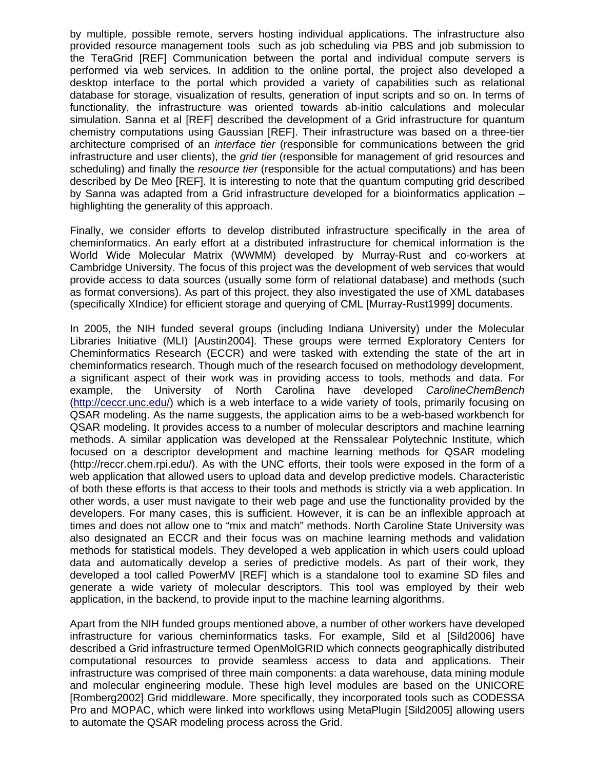by multiple, possible remote, servers hosting individual applications. The infrastructure also provided resource management tools such as job scheduling via PBS and job submission to the TeraGrid [REF] Communication between the portal and individual compute servers is performed via web services. In addition to the online portal, the project also developed a desktop interface to the portal which provided a variety of capabilities such as relational database for storage, visualization of results, generation of input scripts and so on. In terms of functionality, the infrastructure was oriented towards ab-initio calculations and molecular simulation. Sanna et al [REF] described the development of a Grid infrastructure for quantum chemistry computations using Gaussian [REF]. Their infrastructure was based on a three-tier architecture comprised of an *interface tier* (responsible for communications between the grid infrastructure and user clients), the *grid tier* (responsible for management of grid resources and scheduling) and finally the *resource tier* (responsible for the actual computations) and has been described by De Meo [REF]. It is interesting to note that the quantum computing grid described by Sanna was adapted from a Grid infrastructure developed for a bioinformatics application – highlighting the generality of this approach.

Finally, we consider efforts to develop distributed infrastructure specifically in the area of cheminformatics. An early effort at a distributed infrastructure for chemical information is the World Wide Molecular Matrix (WWMM) developed by Murray-Rust and co-workers at Cambridge University. The focus of this project was the development of web services that would provide access to data sources (usually some form of relational database) and methods (such as format conversions). As part of this project, they also investigated the use of XML databases (specifically XIndice) for efficient storage and querying of CML [Murray-Rust1999] documents.

In 2005, the NIH funded several groups (including Indiana University) under the Molecular Libraries Initiative (MLI) [Austin2004]. These groups were termed Exploratory Centers for Cheminformatics Research (ECCR) and were tasked with extending the state of the art in cheminformatics research. Though much of the research focused on methodology development, a significant aspect of their work was in providing access to tools, methods and data. For example, the University of North Carolina have developed *CarolineChemBench* (http://ceccr.unc.edu/) which is a web interface to a wide variety of tools, primarily focusing on QSAR modeling. As the name suggests, the application aims to be a web-based workbench for QSAR modeling. It provides access to a number of molecular descriptors and machine learning methods. A similar application was developed at the Renssalear Polytechnic Institute, which focused on a descriptor development and machine learning methods for QSAR modeling (http://reccr.chem.rpi.edu/). As with the UNC efforts, their tools were exposed in the form of a web application that allowed users to upload data and develop predictive models. Characteristic of both these efforts is that access to their tools and methods is strictly via a web application. In other words, a user must navigate to their web page and use the functionality provided by the developers. For many cases, this is sufficient. However, it is can be an inflexible approach at times and does not allow one to "mix and match" methods. North Caroline State University was also designated an ECCR and their focus was on machine learning methods and validation methods for statistical models. They developed a web application in which users could upload data and automatically develop a series of predictive models. As part of their work, they developed a tool called PowerMV [REF] which is a standalone tool to examine SD files and generate a wide variety of molecular descriptors. This tool was employed by their web application, in the backend, to provide input to the machine learning algorithms.

Apart from the NIH funded groups mentioned above, a number of other workers have developed infrastructure for various cheminformatics tasks. For example, Sild et al [Sild2006] have described a Grid infrastructure termed OpenMolGRID which connects geographically distributed computational resources to provide seamless access to data and applications. Their infrastructure was comprised of three main components: a data warehouse, data mining module and molecular engineering module. These high level modules are based on the UNICORE [Romberg2002] Grid middleware. More specifically, they incorporated tools such as CODESSA Pro and MOPAC, which were linked into workflows using MetaPlugin [Sild2005] allowing users to automate the QSAR modeling process across the Grid.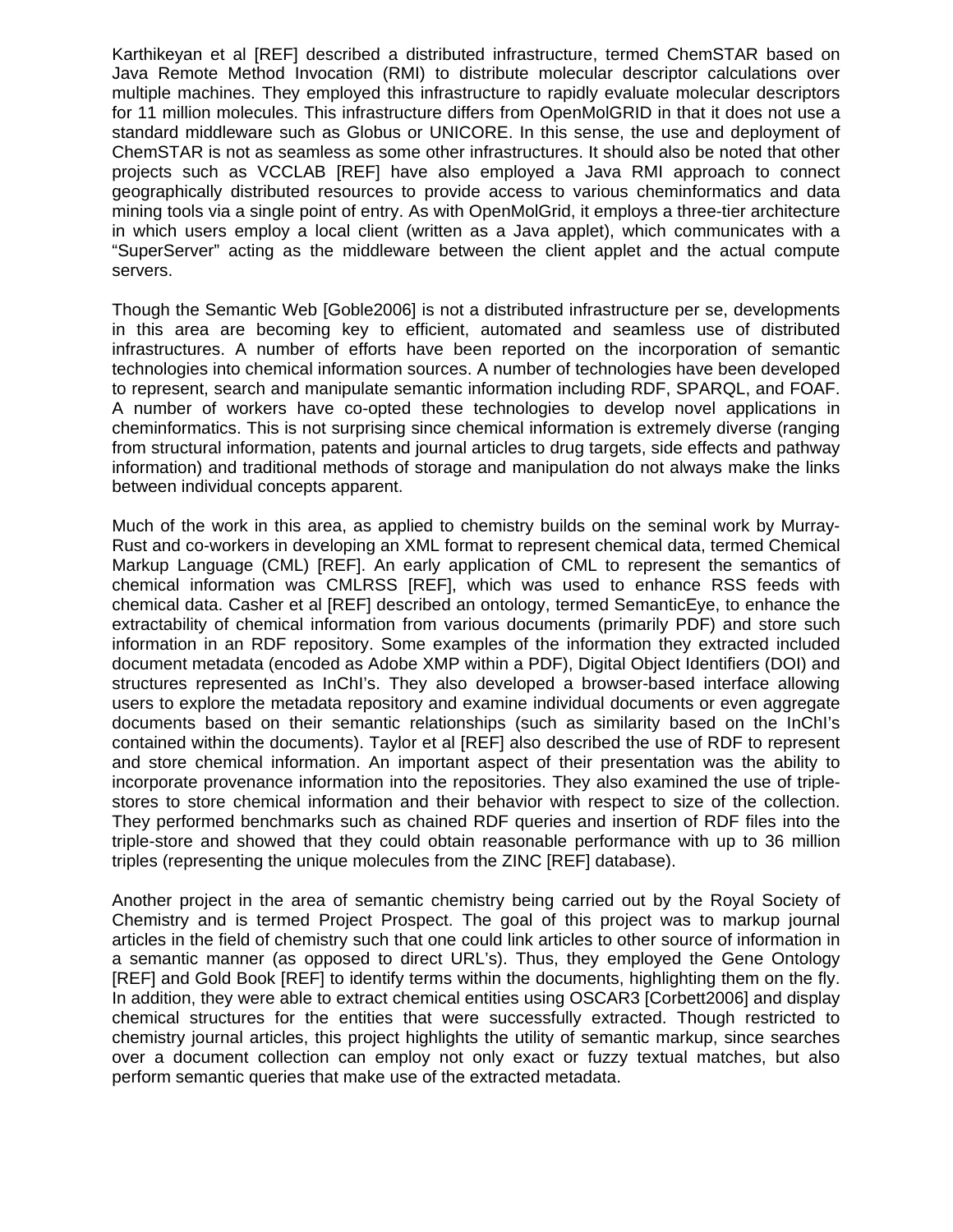Karthikeyan et al [REF] described a distributed infrastructure, termed ChemSTAR based on Java Remote Method Invocation (RMI) to distribute molecular descriptor calculations over multiple machines. They employed this infrastructure to rapidly evaluate molecular descriptors for 11 million molecules. This infrastructure differs from OpenMolGRID in that it does not use a standard middleware such as Globus or UNICORE. In this sense, the use and deployment of ChemSTAR is not as seamless as some other infrastructures. It should also be noted that other projects such as VCCLAB [REF] have also employed a Java RMI approach to connect geographically distributed resources to provide access to various cheminformatics and data mining tools via a single point of entry. As with OpenMolGrid, it employs a three-tier architecture in which users employ a local client (written as a Java applet), which communicates with a "SuperServer" acting as the middleware between the client applet and the actual compute servers.

Though the Semantic Web [Goble2006] is not a distributed infrastructure per se, developments in this area are becoming key to efficient, automated and seamless use of distributed infrastructures. A number of efforts have been reported on the incorporation of semantic technologies into chemical information sources. A number of technologies have been developed to represent, search and manipulate semantic information including RDF, SPARQL, and FOAF. A number of workers have co-opted these technologies to develop novel applications in cheminformatics. This is not surprising since chemical information is extremely diverse (ranging from structural information, patents and journal articles to drug targets, side effects and pathway information) and traditional methods of storage and manipulation do not always make the links between individual concepts apparent.

Much of the work in this area, as applied to chemistry builds on the seminal work by Murray-Rust and co-workers in developing an XML format to represent chemical data, termed Chemical Markup Language (CML) [REF]. An early application of CML to represent the semantics of chemical information was CMLRSS [REF], which was used to enhance RSS feeds with chemical data. Casher et al [REF] described an ontology, termed SemanticEye, to enhance the extractability of chemical information from various documents (primarily PDF) and store such information in an RDF repository. Some examples of the information they extracted included document metadata (encoded as Adobe XMP within a PDF), Digital Object Identifiers (DOI) and structures represented as InChI's. They also developed a browser-based interface allowing users to explore the metadata repository and examine individual documents or even aggregate documents based on their semantic relationships (such as similarity based on the InChI's contained within the documents). Taylor et al [REF] also described the use of RDF to represent and store chemical information. An important aspect of their presentation was the ability to incorporate provenance information into the repositories. They also examined the use of triple-stores to store chemical information and their behavior with respect to size of the collection. They performed benchmarks such as chained RDF queries and insertion of RDF files into the triple-store and showed that they could obtain reasonable performance with up to 36 million triples (representing the unique molecules from the ZINC [REF] database).

Another project in the area of semantic chemistry being carried out by the Royal Society of Chemistry and is termed Project Prospect. The goal of this project was to markup journal articles in the field of chemistry such that one could link articles to other source of information in a semantic manner (as opposed to direct URL's). Thus, they employed the Gene Ontology [REF] and Gold Book [REF] to identify terms within the documents, highlighting them on the fly. In addition, they were able to extract chemical entities using OSCAR3 [Corbett2006] and display chemical structures for the entities that were successfully extracted. Though restricted to chemistry journal articles, this project highlights the utility of semantic markup, since searches over a document collection can employ not only exact or fuzzy textual matches, but also perform semantic queries that make use of the extracted metadata.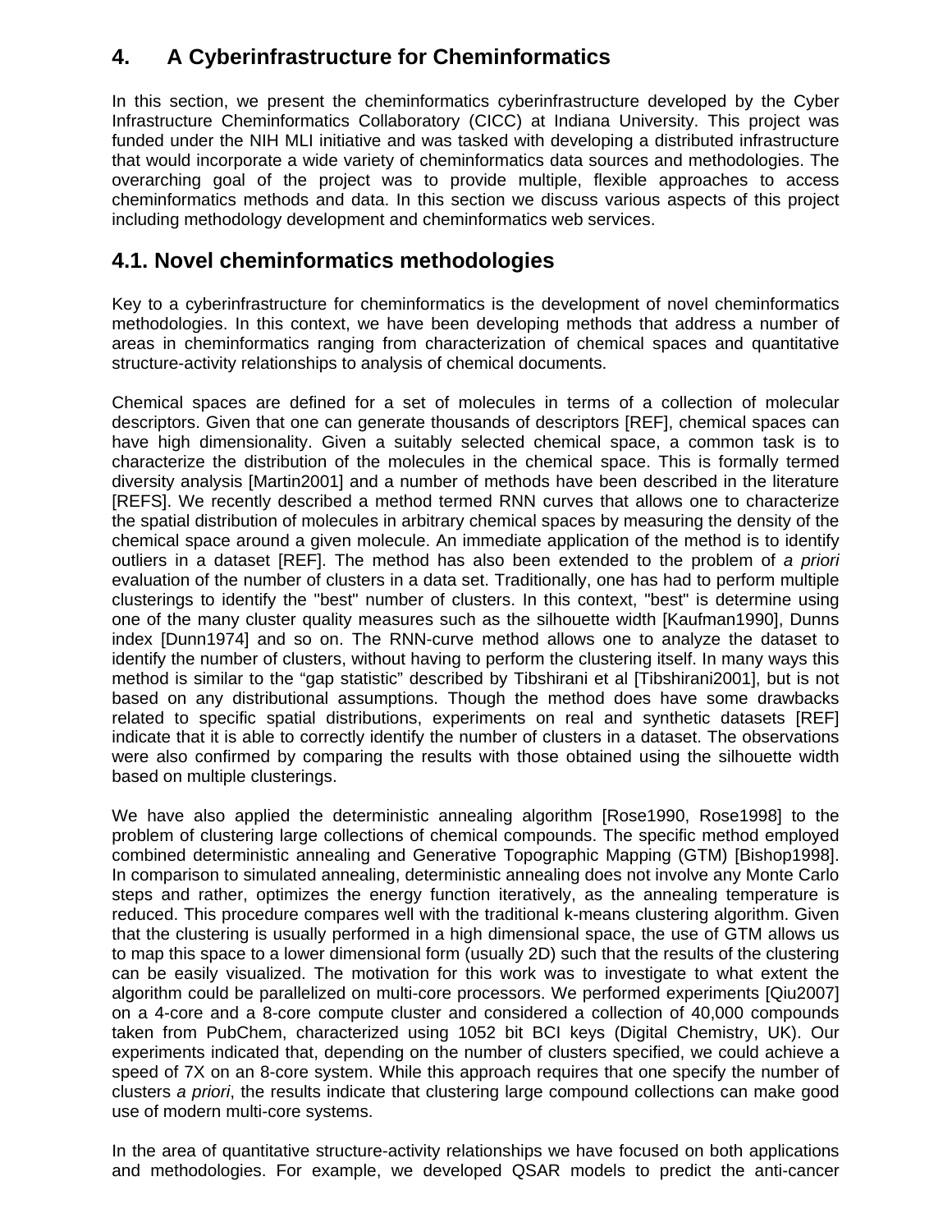# 4. A Cyberinfrastructure for Cheminformatics

In this section, we present the cheminformatics cyberinfrastructure developed by the Cyber Infrastructure Cheminformatics Collaboratory (CICC) at Indiana University. This project was funded under the NIH MLI initiative and was tasked with developing a distributed infrastructure that would incorporate a wide variety of cheminformatics data sources and methodologies. The overarching goal of the project was to provide multiple, flexible approaches to access cheminformatics methods and data. In this section we discuss various aspects of this project including methodology development and cheminformatics web services.

## 4.1. Novel cheminformatics methodologies

Key to a cyberinfrastructure for cheminformatics is the development of novel cheminformatics methodologies. In this context, we have been developing methods that address a number of areas in cheminformatics ranging from characterization of chemical spaces and quantitative structure-activity relationships to analysis of chemical documents.

Chemical spaces are defined for a set of molecules in terms of a collection of molecular descriptors. Given that one can generate thousands of descriptors [REF], chemical spaces can have high dimensionality. Given a suitably selected chemical space, a common task is to characterize the distribution of the molecules in the chemical space. This is formally termed diversity analysis [Martin2001] and a number of methods have been described in the literature [REFS]. We recently described a method termed RNN curves that allows one to characterize the spatial distribution of molecules in arbitrary chemical spaces by measuring the density of the chemical space around a given molecule. An immediate application of the method is to identify outliers in a dataset [REF]. The method has also been extended to the problem of *a priori* evaluation of the number of clusters in a data set. Traditionally, one has had to perform multiple clusterings to identify the "best" number of clusters. In this context, "best" is determine using one of the many cluster quality measures such as the silhouette width [Kaufman1990], Dunns index [Dunn1974] and so on. The RNN-curve method allows one to analyze the dataset to identify the number of clusters, without having to perform the clustering itself. In many ways this method is similar to the "gap statistic" described by Tibshirani et al [Tibshirani2001], but is not based on any distributional assumptions. Though the method does have some drawbacks related to specific spatial distributions, experiments on real and synthetic datasets [REF] indicate that it is able to correctly identify the number of clusters in a dataset. The observations were also confirmed by comparing the results with those obtained using the silhouette width based on multiple clusterings.

We have also applied the deterministic annealing algorithm [Rose1990, Rose1998] to the problem of clustering large collections of chemical compounds. The specific method employed combined deterministic annealing and Generative Topographic Mapping (GTM) [Bishop1998]. In comparison to simulated annealing, deterministic annealing does not involve any Monte Carlo steps and rather, optimizes the energy function iteratively, as the annealing temperature is reduced. This procedure compares well with the traditional k-means clustering algorithm. Given that the clustering is usually performed in a high dimensional space, the use of GTM allows us to map this space to a lower dimensional form (usually 2D) such that the results of the clustering can be easily visualized. The motivation for this work was to investigate to what extent the algorithm could be parallelized on multi-core processors. We performed experiments [Qiu2007] on a 4-core and a 8-core compute cluster and considered a collection of 40,000 compounds taken from PubChem, characterized using 1052 bit BCI keys (Digital Chemistry, UK). Our experiments indicated that, depending on the number of clusters specified, we could achieve a speed of 7X on an 8-core system. While this approach requires that one specify the number of clusters *a priori*, the results indicate that clustering large compound collections can make good use of modern multi-core systems.

In the area of quantitative structure-activity relationships we have focused on both applications and methodologies. For example, we developed QSAR models to predict the anti-cancer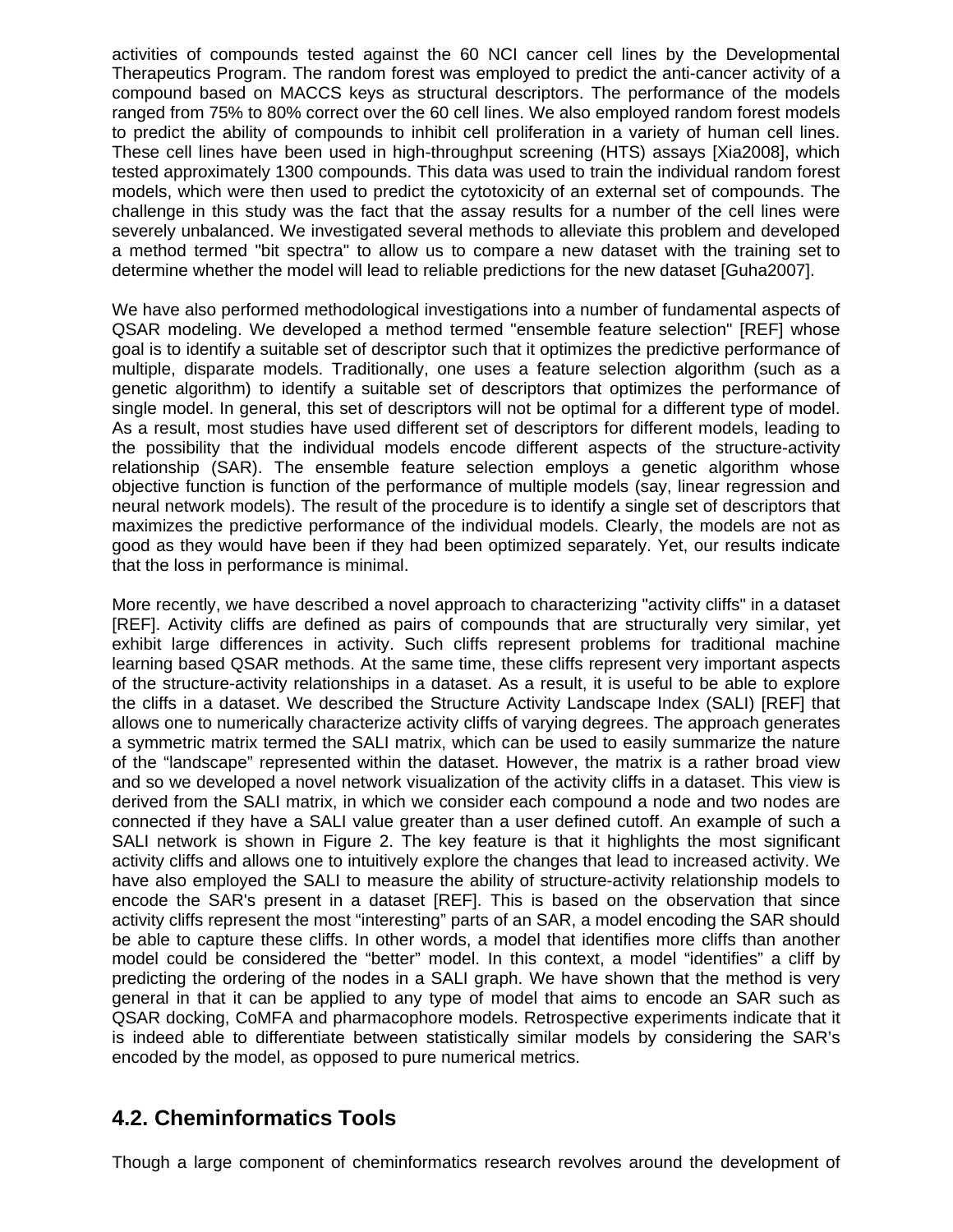activities of compounds tested against the 60 NCI cancer cell lines by the Developmental Therapeutics Program. The random forest was employed to predict the anti-cancer activity of a compound based on MACCS keys as structural descriptors. The performance of the models ranged from 75% to 80% correct over the 60 cell lines. We also employed random forest models to predict the ability of compounds to inhibit cell proliferation in a variety of human cell lines. These cell lines have been used in high-throughput screening (HTS) assays [Xia2008], which tested approximately 1300 compounds. This data was used to train the individual random forest models, which were then used to predict the cytotoxicity of an external set of compounds. The challenge in this study was the fact that the assay results for a number of the cell lines were severely unbalanced. We investigated several methods to alleviate this problem and developed a method termed "bit spectra" to allow us to compare a new dataset with the training set to determine whether the model will lead to reliable predictions for the new dataset [Guha2007].

We have also performed methodological investigations into a number of fundamental aspects of QSAR modeling. We developed a method termed "ensemble feature selection" [REF] whose goal is to identify a suitable set of descriptor such that it optimizes the predictive performance of multiple, disparate models. Traditionally, one uses a feature selection algorithm (such as a genetic algorithm) to identify a suitable set of descriptors that optimizes the performance of single model. In general, this set of descriptors will not be optimal for a different type of model. As a result, most studies have used different set of descriptors for different models, leading to the possibility that the individual models encode different aspects of the structure-activity relationship (SAR). The ensemble feature selection employs a genetic algorithm whose objective function is function of the performance of multiple models (say, linear regression and neural network models). The result of the procedure is to identify a single set of descriptors that maximizes the predictive performance of the individual models. Clearly, the models are not as good as they would have been if they had been optimized separately. Yet, our results indicate that the loss in performance is minimal.

More recently, we have described a novel approach to characterizing "activity cliffs" in a dataset [REF]. Activity cliffs are defined as pairs of compounds that are structurally very similar, yet exhibit large differences in activity. Such cliffs represent problems for traditional machine learning based QSAR methods. At the same time, these cliffs represent very important aspects of the structure-activity relationships in a dataset. As a result, it is useful to be able to explore the cliffs in a dataset. We described the Structure Activity Landscape Index (SALI) [REF] that allows one to numerically characterize activity cliffs of varying degrees. The approach generates a symmetric matrix termed the SALI matrix, which can be used to easily summarize the nature of the “landscape” represented within the dataset. However, the matrix is a rather broad view and so we developed a novel network visualization of the activity cliffs in a dataset. This view is derived from the SALI matrix, in which we consider each compound a node and two nodes are connected if they have a SALI value greater than a user defined cutoff. An example of such a SALI network is shown in Figure 2. The key feature is that it highlights the most significant activity cliffs and allows one to intuitively explore the changes that lead to increased activity. We have also employed the SALI to measure the ability of structure-activity relationship models to encode the SAR's present in a dataset [REF]. This is based on the observation that since activity cliffs represent the most “interesting” parts of an SAR, a model encoding the SAR should be able to capture these cliffs. In other words, a model that identifies more cliffs than another model could be considered the “better” model. In this context, a model “identifies” a cliff by predicting the ordering of the nodes in a SALI graph. We have shown that the method is very general in that it can be applied to any type of model that aims to encode an SAR such as QSAR docking, CoMFA and pharmacophore models. Retrospective experiments indicate that it is indeed able to differentiate between statistically similar models by considering the SAR’s encoded by the model, as opposed to pure numerical metrics.

## 4.2. Cheminformatics Tools

Though a large component of cheminformatics research revolves around the development of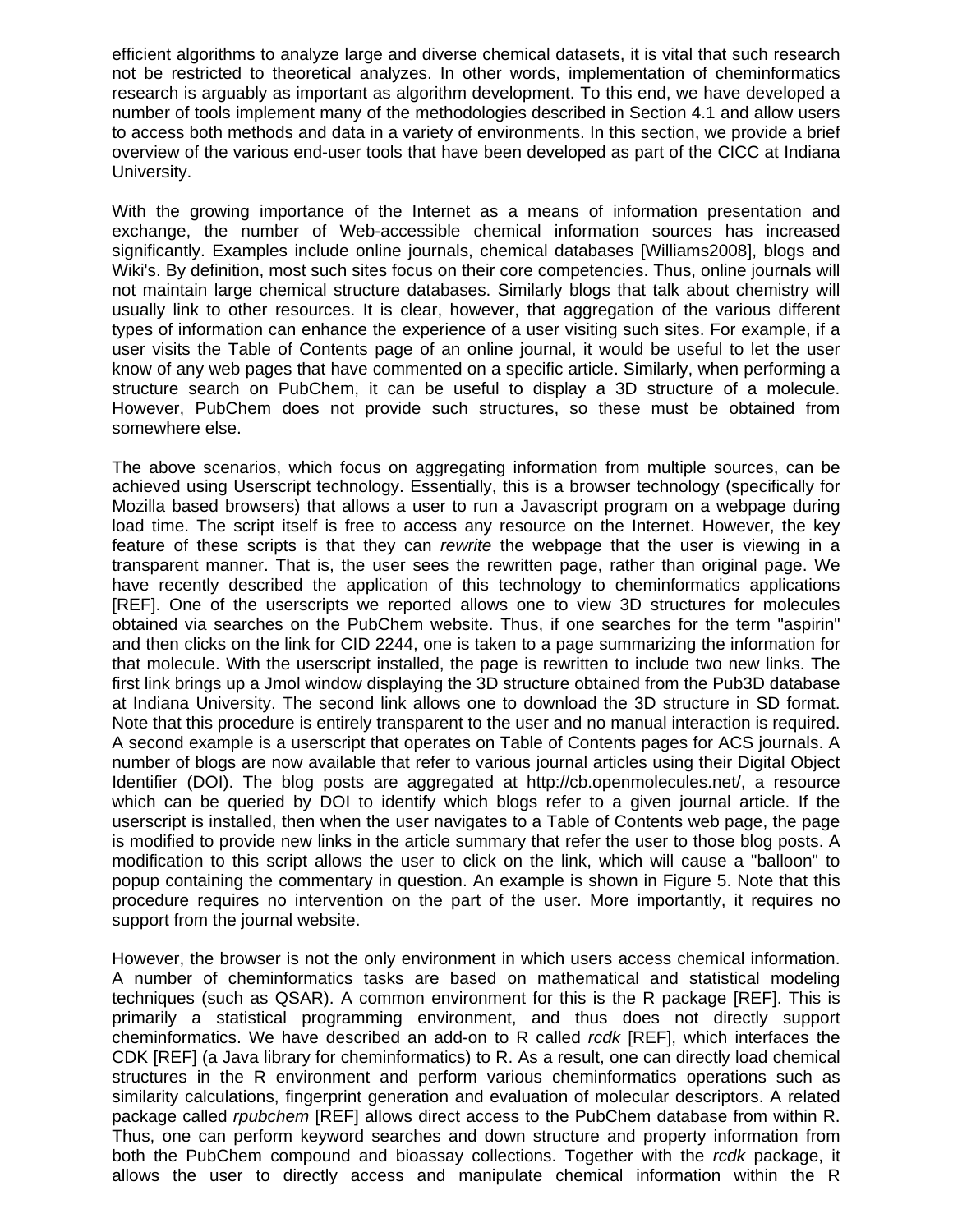efficient algorithms to analyze large and diverse chemical datasets, it is vital that such research not be restricted to theoretical analyzes. In other words, implementation of cheminformatics research is arguably as important as algorithm development. To this end, we have developed a number of tools implement many of the methodologies described in Section 4.1 and allow users to access both methods and data in a variety of environments. In this section, we provide a brief overview of the various end-user tools that have been developed as part of the CICC at Indiana University.

With the growing importance of the Internet as a means of information presentation and exchange, the number of Web-accessible chemical information sources has increased significantly. Examples include online journals, chemical databases [Williams2008], blogs and Wiki's. By definition, most such sites focus on their core competencies. Thus, online journals will not maintain large chemical structure databases. Similarly blogs that talk about chemistry will usually link to other resources. It is clear, however, that aggregation of the various different types of information can enhance the experience of a user visiting such sites. For example, if a user visits the Table of Contents page of an online journal, it would be useful to let the user know of any web pages that have commented on a specific article. Similarly, when performing a structure search on PubChem, it can be useful to display a 3D structure of a molecule. However, PubChem does not provide such structures, so these must be obtained from somewhere else.

The above scenarios, which focus on aggregating information from multiple sources, can be achieved using Userscript technology. Essentially, this is a browser technology (specifically for Mozilla based browsers) that allows a user to run a Javascript program on a webpage during load time. The script itself is free to access any resource on the Internet. However, the key feature of these scripts is that they can *rewrite* the webpage that the user is viewing in a transparent manner. That is, the user sees the rewritten page, rather than original page. We have recently described the application of this technology to cheminformatics applications [REF]. One of the userscripts we reported allows one to view 3D structures for molecules obtained via searches on the PubChem website. Thus, if one searches for the term "aspirin" and then clicks on the link for CID 2244, one is taken to a page summarizing the information for that molecule. With the userscript installed, the page is rewritten to include two new links. The first link brings up a Jmol window displaying the 3D structure obtained from the Pub3D database at Indiana University. The second link allows one to download the 3D structure in SD format. Note that this procedure is entirely transparent to the user and no manual interaction is required. A second example is a userscript that operates on Table of Contents pages for ACS journals. A number of blogs are now available that refer to various journal articles using their Digital Object Identifier (DOI). The blog posts are aggregated at http://cb.openmolecules.net/, a resource which can be queried by DOI to identify which blogs refer to a given journal article. If the userscript is installed, then when the user navigates to a Table of Contents web page, the page is modified to provide new links in the article summary that refer the user to those blog posts. A modification to this script allows the user to click on the link, which will cause a "balloon" to popup containing the commentary in question. An example is shown in Figure 5. Note that this procedure requires no intervention on the part of the user. More importantly, it requires no support from the journal website.

However, the browser is not the only environment in which users access chemical information. A number of cheminformatics tasks are based on mathematical and statistical modeling techniques (such as QSAR). A common environment for this is the R package [REF]. This is primarily a statistical programming environment, and thus does not directly support cheminformatics. We have described an add-on to R called *rcdk* [REF], which interfaces the CDK [REF] (a Java library for cheminformatics) to R. As a result, one can directly load chemical structures in the R environment and perform various cheminformatics operations such as similarity calculations, fingerprint generation and evaluation of molecular descriptors. A related package called *rpubchem* [REF] allows direct access to the PubChem database from within R. Thus, one can perform keyword searches and down structure and property information from both the PubChem compound and bioassay collections. Together with the *rcdk* package, it allows the user to directly access and manipulate chemical information within the R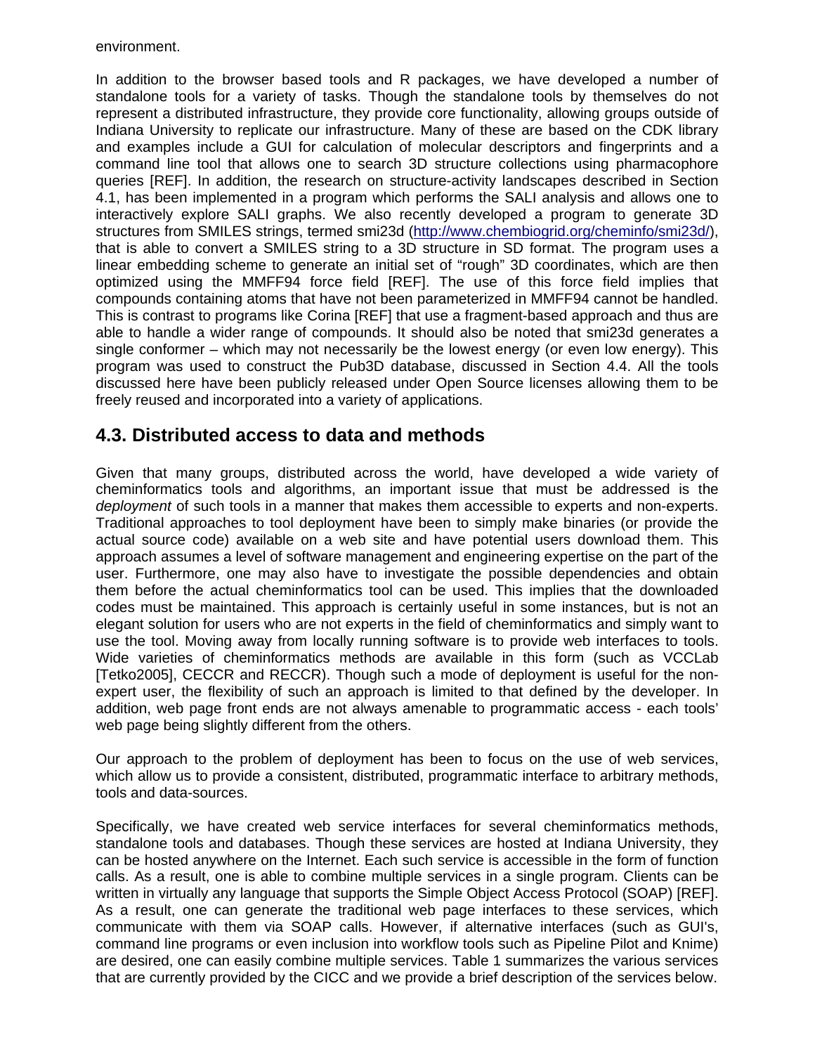environment.

In addition to the browser based tools and R packages, we have developed a number of standalone tools for a variety of tasks. Though the standalone tools by themselves do not represent a distributed infrastructure, they provide core functionality, allowing groups outside of Indiana University to replicate our infrastructure. Many of these are based on the CDK library and examples include a GUI for calculation of molecular descriptors and fingerprints and a command line tool that allows one to search 3D structure collections using pharmacophore queries [REF]. In addition, the research on structure-activity landscapes described in Section 4.1, has been implemented in a program which performs the SALI analysis and allows one to interactively explore SALI graphs. We also recently developed a program to generate 3D structures from SMILES strings, termed smi23d (http://www.chembiogrid.org/cheminfo/smi23d/), that is able to convert a SMILES string to a 3D structure in SD format. The program uses a linear embedding scheme to generate an initial set of "rough" 3D coordinates, which are then optimized using the MMFF94 force field [REF]. The use of this force field implies that compounds containing atoms that have not been parameterized in MMFF94 cannot be handled. This is contrast to programs like Corina [REF] that use a fragment-based approach and thus are able to handle a wider range of compounds. It should also be noted that smi23d generates a single conformer – which may not necessarily be the lowest energy (or even low energy). This program was used to construct the Pub3D database, discussed in Section 4.4. All the tools discussed here have been publicly released under Open Source licenses allowing them to be freely reused and incorporated into a variety of applications.

## 4.3. Distributed access to data and methods

Given that many groups, distributed across the world, have developed a wide variety of cheminformatics tools and algorithms, an important issue that must be addressed is the *deployment* of such tools in a manner that makes them accessible to experts and non-experts. Traditional approaches to tool deployment have been to simply make binaries (or provide the actual source code) available on a web site and have potential users download them. This approach assumes a level of software management and engineering expertise on the part of the user. Furthermore, one may also have to investigate the possible dependencies and obtain them before the actual cheminformatics tool can be used. This implies that the downloaded codes must be maintained. This approach is certainly useful in some instances, but is not an elegant solution for users who are not experts in the field of cheminformatics and simply want to use the tool. Moving away from locally running software is to provide web interfaces to tools. Wide varieties of cheminformatics methods are available in this form (such as VCCLab [Tetko2005], CECCR and RECCR). Though such a mode of deployment is useful for the non-expert user, the flexibility of such an approach is limited to that defined by the developer. In addition, web page front ends are not always amenable to programmatic access - each tools' web page being slightly different from the others.

Our approach to the problem of deployment has been to focus on the use of web services, which allow us to provide a consistent, distributed, programmatic interface to arbitrary methods, tools and data-sources.

Specifically, we have created web service interfaces for several cheminformatics methods, standalone tools and databases. Though these services are hosted at Indiana University, they can be hosted anywhere on the Internet. Each such service is accessible in the form of function calls. As a result, one is able to combine multiple services in a single program. Clients can be written in virtually any language that supports the Simple Object Access Protocol (SOAP) [REF]. As a result, one can generate the traditional web page interfaces to these services, which communicate with them via SOAP calls. However, if alternative interfaces (such as GUI's, command line programs or even inclusion into workflow tools such as Pipeline Pilot and Knime) are desired, one can easily combine multiple services. Table 1 summarizes the various services that are currently provided by the CICC and we provide a brief description of the services below.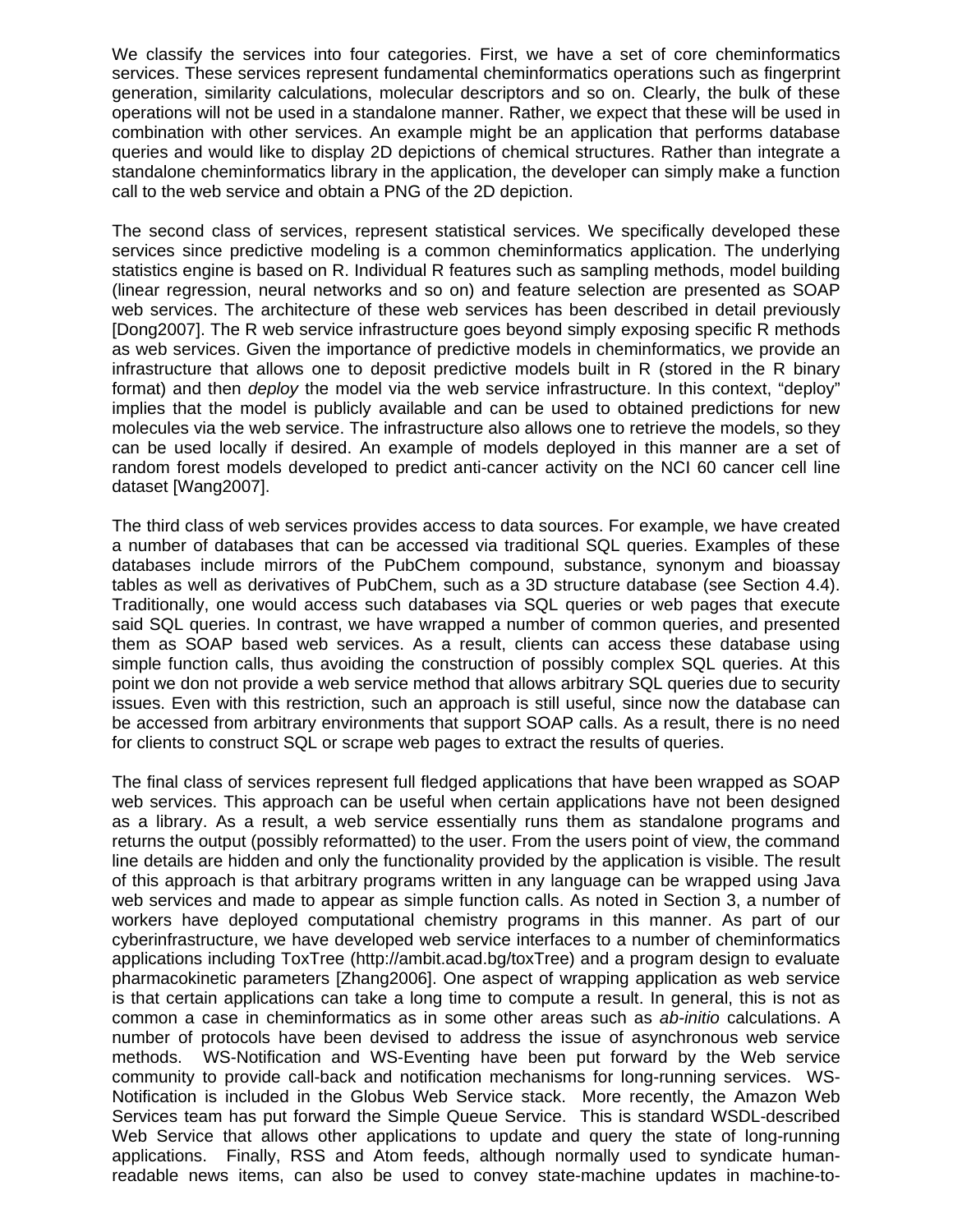We classify the services into four categories. First, we have a set of core cheminformatics services. These services represent fundamental cheminformatics operations such as fingerprint generation, similarity calculations, molecular descriptors and so on. Clearly, the bulk of these operations will not be used in a standalone manner. Rather, we expect that these will be used in combination with other services. An example might be an application that performs database queries and would like to display 2D depictions of chemical structures. Rather than integrate a standalone cheminformatics library in the application, the developer can simply make a function call to the web service and obtain a PNG of the 2D depiction.

The second class of services, represent statistical services. We specifically developed these services since predictive modeling is a common cheminformatics application. The underlying statistics engine is based on R. Individual R features such as sampling methods, model building (linear regression, neural networks and so on) and feature selection are presented as SOAP web services. The architecture of these web services has been described in detail previously [Dong2007]. The R web service infrastructure goes beyond simply exposing specific R methods as web services. Given the importance of predictive models in cheminformatics, we provide an infrastructure that allows one to deposit predictive models built in R (stored in the R binary format) and then *deploy* the model via the web service infrastructure. In this context, "deploy" implies that the model is publicly available and can be used to obtained predictions for new molecules via the web service. The infrastructure also allows one to retrieve the models, so they can be used locally if desired. An example of models deployed in this manner are a set of random forest models developed to predict anti-cancer activity on the NCI 60 cancer cell line dataset [Wang2007].

The third class of web services provides access to data sources. For example, we have created a number of databases that can be accessed via traditional SQL queries. Examples of these databases include mirrors of the PubChem compound, substance, synonym and bioassay tables as well as derivatives of PubChem, such as a 3D structure database (see Section 4.4). Traditionally, one would access such databases via SQL queries or web pages that execute said SQL queries. In contrast, we have wrapped a number of common queries, and presented them as SOAP based web services. As a result, clients can access these database using simple function calls, thus avoiding the construction of possibly complex SQL queries. At this point we don not provide a web service method that allows arbitrary SQL queries due to security issues. Even with this restriction, such an approach is still useful, since now the database can be accessed from arbitrary environments that support SOAP calls. As a result, there is no need for clients to construct SQL or scrape web pages to extract the results of queries.

The final class of services represent full fledged applications that have been wrapped as SOAP web services. This approach can be useful when certain applications have not been designed as a library. As a result, a web service essentially runs them as standalone programs and returns the output (possibly reformatted) to the user. From the users point of view, the command line details are hidden and only the functionality provided by the application is visible. The result of this approach is that arbitrary programs written in any language can be wrapped using Java web services and made to appear as simple function calls. As noted in Section 3, a number of workers have deployed computational chemistry programs in this manner. As part of our cyberinfrastructure, we have developed web service interfaces to a number of cheminformatics applications including ToxTree (http://ambit.acad.bg/toxTree) and a program design to evaluate pharmacokinetic parameters [Zhang2006]. One aspect of wrapping application as web service is that certain applications can take a long time to compute a result. In general, this is not as common a case in cheminformatics as in some other areas such as *ab-initio* calculations. A number of protocols have been devised to address the issue of asynchronous web service methods. WS-Notification and WS-Eventing have been put forward by the Web service community to provide call-back and notification mechanisms for long-running services. WS-Notification is included in the Globus Web Service stack. More recently, the Amazon Web Services team has put forward the Simple Queue Service. This is standard WSDL-described Web Service that allows other applications to update and query the state of long-running applications. Finally, RSS and Atom feeds, although normally used to syndicate human-readable news items, can also be used to convey state-machine updates in machine-to-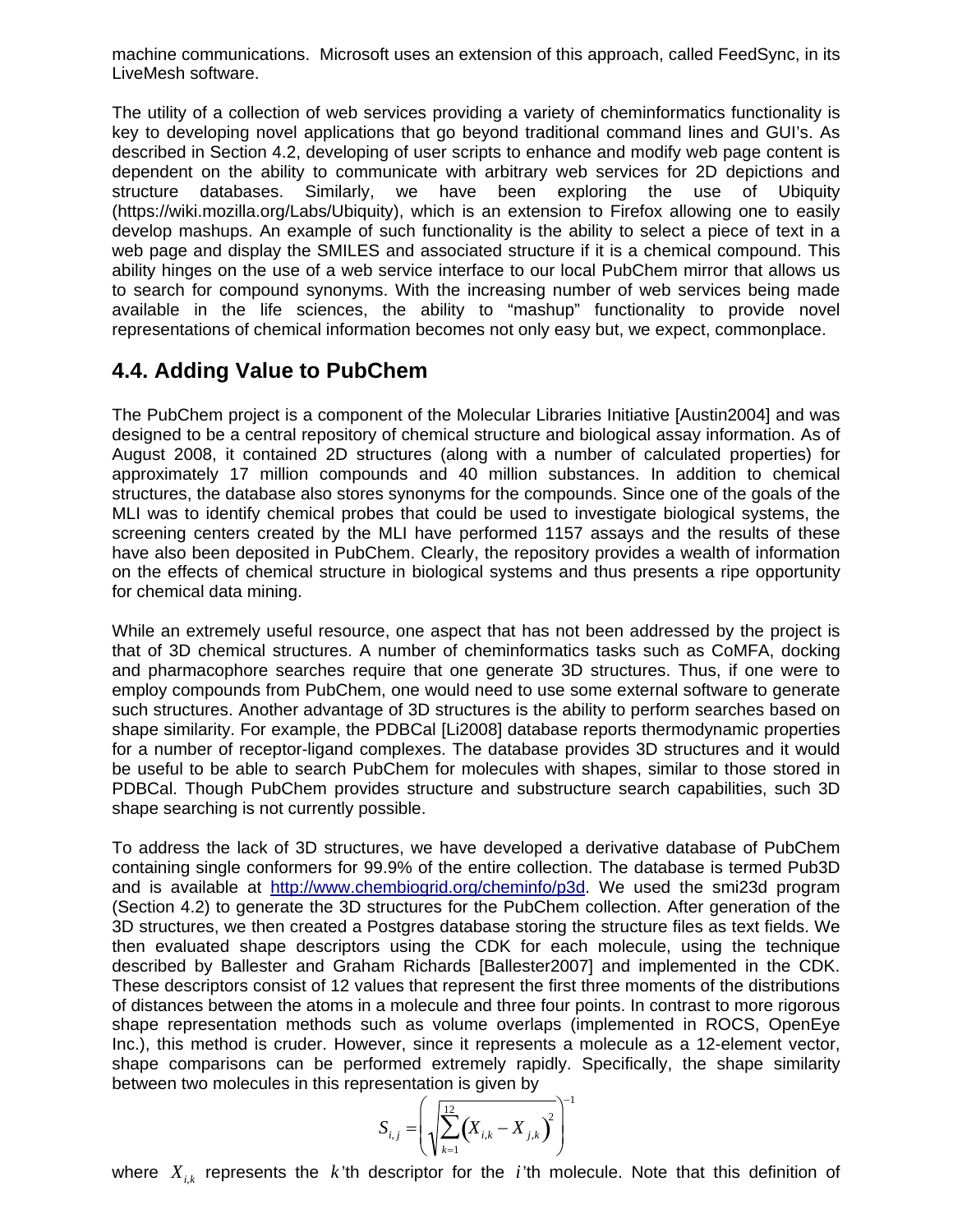machine communications. Microsoft uses an extension of this approach, called FeedSync, in its LiveMesh software.

The utility of a collection of web services providing a variety of cheminformatics functionality is key to developing novel applications that go beyond traditional command lines and GUI's. As described in Section 4.2, developing of user scripts to enhance and modify web page content is dependent on the ability to communicate with arbitrary web services for 2D depictions and structure databases. Similarly, we have been exploring the use of Ubiquity (https://wiki.mozilla.org/Labs/Ubiquity), which is an extension to Firefox allowing one to easily develop mashups. An example of such functionality is the ability to select a piece of text in a web page and display the SMILES and associated structure if it is a chemical compound. This ability hinges on the use of a web service interface to our local PubChem mirror that allows us to search for compound synonyms. With the increasing number of web services being made available in the life sciences, the ability to "mashup" functionality to provide novel representations of chemical information becomes not only easy but, we expect, commonplace.

## 4.4. Adding Value to PubChem

The PubChem project is a component of the Molecular Libraries Initiative [Austin2004] and was designed to be a central repository of chemical structure and biological assay information. As of August 2008, it contained 2D structures (along with a number of calculated properties) for approximately 17 million compounds and 40 million substances. In addition to chemical structures, the database also stores synonyms for the compounds. Since one of the goals of the MLI was to identify chemical probes that could be used to investigate biological systems, the screening centers created by the MLI have performed 1157 assays and the results of these have also been deposited in PubChem. Clearly, the repository provides a wealth of information on the effects of chemical structure in biological systems and thus presents a ripe opportunity for chemical data mining.

While an extremely useful resource, one aspect that has not been addressed by the project is that of 3D chemical structures. A number of cheminformatics tasks such as CoMFA, docking and pharmacophore searches require that one generate 3D structures. Thus, if one were to employ compounds from PubChem, one would need to use some external software to generate such structures. Another advantage of 3D structures is the ability to perform searches based on shape similarity. For example, the PDBCal [Li2008] database reports thermodynamic properties for a number of receptor-ligand complexes. The database provides 3D structures and it would be useful to be able to search PubChem for molecules with shapes, similar to those stored in PDBCal. Though PubChem provides structure and substructure search capabilities, such 3D shape searching is not currently possible.

To address the lack of 3D structures, we have developed a derivative database of PubChem containing single conformers for 99.9% of the entire collection. The database is termed Pub3D and is available at http://www.chembiogrid.org/cheminfo/p3d. We used the smi23d program (Section 4.2) to generate the 3D structures for the PubChem collection. After generation of the 3D structures, we then created a Postgres database storing the structure files as text fields. We then evaluated shape descriptors using the CDK for each molecule, using the technique described by Ballester and Graham Richards [Ballester2007] and implemented in the CDK. These descriptors consist of 12 values that represent the first three moments of the distributions of distances between the atoms in a molecule and three four points. In contrast to more rigorous shape representation methods such as volume overlaps (implemented in ROCS, OpenEye Inc.), this method is cruder. However, since it represents a molecule as a 12-element vector, shape comparisons can be performed extremely rapidly. Specifically, the shape similarity between two molecules in this representation is given by

$$S_{i,j} = \left( \sqrt{\sum_{k=1}^{12} \left( X_{i,k} - X_{j,k} \right)^2} \right)^{-1}$$

where $X_{i,k}$ represents the $k$'th descriptor for the $i$'th molecule. Note that this definition of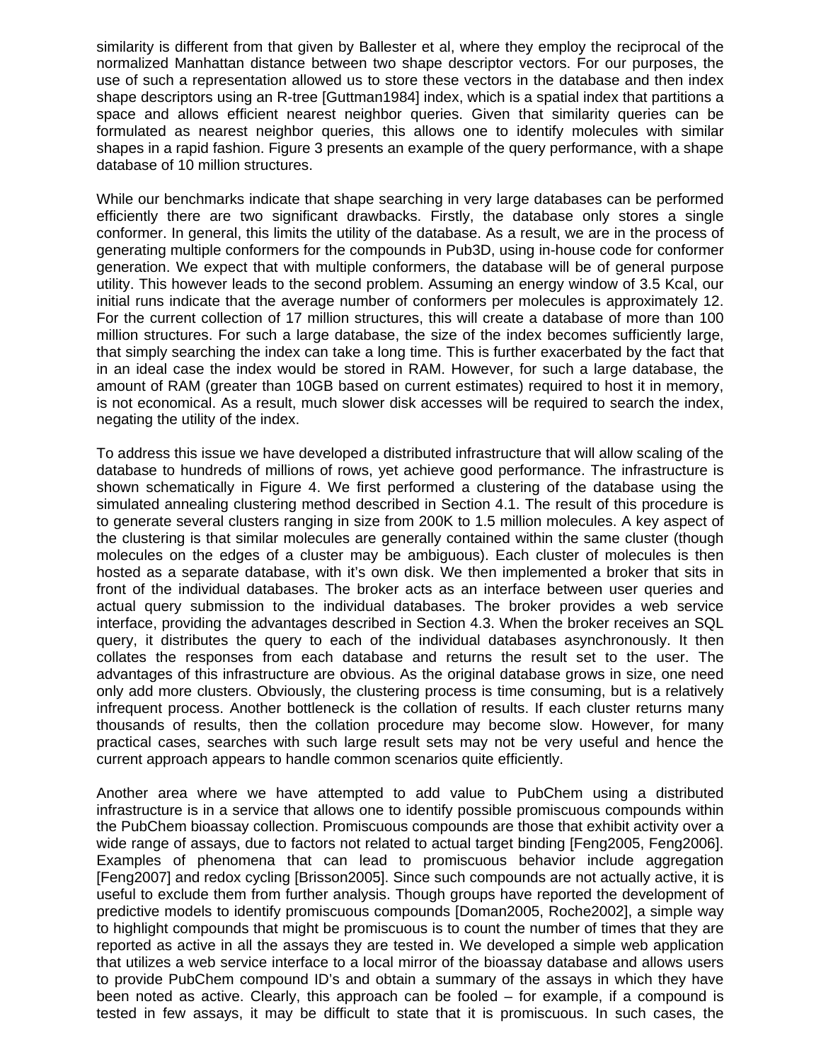similarity is different from that given by Ballester et al, where they employ the reciprocal of the normalized Manhattan distance between two shape descriptor vectors. For our purposes, the use of such a representation allowed us to store these vectors in the database and then index shape descriptors using an R-tree [Guttman1984] index, which is a spatial index that partitions a space and allows efficient nearest neighbor queries. Given that similarity queries can be formulated as nearest neighbor queries, this allows one to identify molecules with similar shapes in a rapid fashion. Figure 3 presents an example of the query performance, with a shape database of 10 million structures.

While our benchmarks indicate that shape searching in very large databases can be performed efficiently there are two significant drawbacks. Firstly, the database only stores a single conformer. In general, this limits the utility of the database. As a result, we are in the process of generating multiple conformers for the compounds in Pub3D, using in-house code for conformer generation. We expect that with multiple conformers, the database will be of general purpose utility. This however leads to the second problem. Assuming an energy window of 3.5 Kcal, our initial runs indicate that the average number of conformers per molecules is approximately 12. For the current collection of 17 million structures, this will create a database of more than 100 million structures. For such a large database, the size of the index becomes sufficiently large, that simply searching the index can take a long time. This is further exacerbated by the fact that in an ideal case the index would be stored in RAM. However, for such a large database, the amount of RAM (greater than 10GB based on current estimates) required to host it in memory, is not economical. As a result, much slower disk accesses will be required to search the index, negating the utility of the index.

To address this issue we have developed a distributed infrastructure that will allow scaling of the database to hundreds of millions of rows, yet achieve good performance. The infrastructure is shown schematically in Figure 4. We first performed a clustering of the database using the simulated annealing clustering method described in Section 4.1. The result of this procedure is to generate several clusters ranging in size from 200K to 1.5 million molecules. A key aspect of the clustering is that similar molecules are generally contained within the same cluster (though molecules on the edges of a cluster may be ambiguous). Each cluster of molecules is then hosted as a separate database, with it's own disk. We then implemented a broker that sits in front of the individual databases. The broker acts as an interface between user queries and actual query submission to the individual databases. The broker provides a web service interface, providing the advantages described in Section 4.3. When the broker receives an SQL query, it distributes the query to each of the individual databases asynchronously. It then collates the responses from each database and returns the result set to the user. The advantages of this infrastructure are obvious. As the original database grows in size, one need only add more clusters. Obviously, the clustering process is time consuming, but is a relatively infrequent process. Another bottleneck is the collation of results. If each cluster returns many thousands of results, then the collation procedure may become slow. However, for many practical cases, searches with such large result sets may not be very useful and hence the current approach appears to handle common scenarios quite efficiently.

Another area where we have attempted to add value to PubChem using a distributed infrastructure is in a service that allows one to identify possible promiscuous compounds within the PubChem bioassay collection. Promiscuous compounds are those that exhibit activity over a wide range of assays, due to factors not related to actual target binding [Feng2005, Feng2006]. Examples of phenomena that can lead to promiscuous behavior include aggregation [Feng2007] and redox cycling [Brisson2005]. Since such compounds are not actually active, it is useful to exclude them from further analysis. Though groups have reported the development of predictive models to identify promiscuous compounds [Doman2005, Roche2002], a simple way to highlight compounds that might be promiscuous is to count the number of times that they are reported as active in all the assays they are tested in. We developed a simple web application that utilizes a web service interface to a local mirror of the bioassay database and allows users to provide PubChem compound ID's and obtain a summary of the assays in which they have been noted as active. Clearly, this approach can be fooled – for example, if a compound is tested in few assays, it may be difficult to state that it is promiscuous. In such cases, the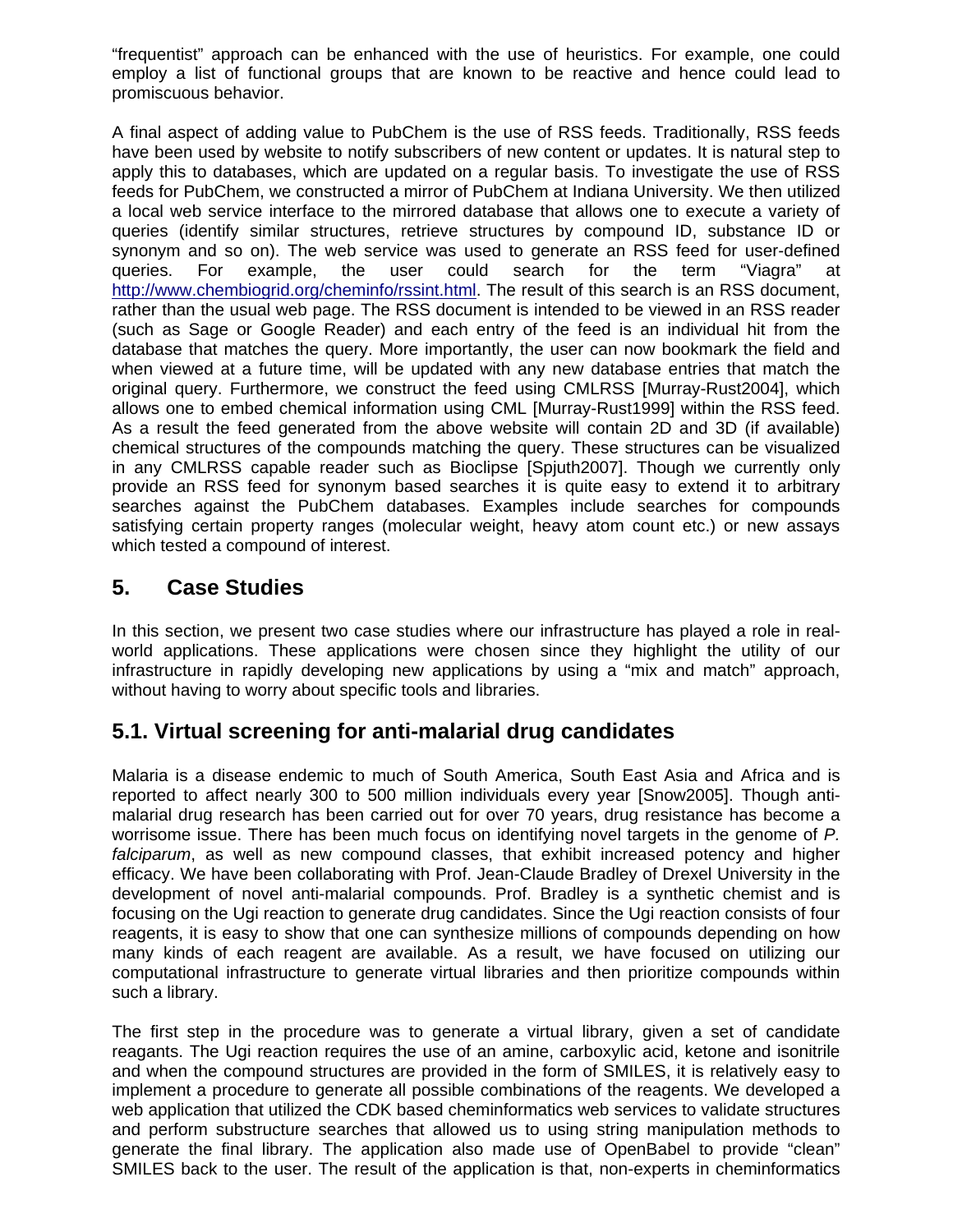"frequentist" approach can be enhanced with the use of heuristics. For example, one could employ a list of functional groups that are known to be reactive and hence could lead to promiscuous behavior.

A final aspect of adding value to PubChem is the use of RSS feeds. Traditionally, RSS feeds have been used by website to notify subscribers of new content or updates. It is natural step to apply this to databases, which are updated on a regular basis. To investigate the use of RSS feeds for PubChem, we constructed a mirror of PubChem at Indiana University. We then utilized a local web service interface to the mirrored database that allows one to execute a variety of queries (identify similar structures, retrieve structures by compound ID, substance ID or synonym and so on). The web service was used to generate an RSS feed for user-defined queries. For example, the user could search for the term "Viagra" at http://www.chembiogrid.org/cheminfo/rssint.html. The result of this search is an RSS document, rather than the usual web page. The RSS document is intended to be viewed in an RSS reader (such as Sage or Google Reader) and each entry of the feed is an individual hit from the database that matches the query. More importantly, the user can now bookmark the field and when viewed at a future time, will be updated with any new database entries that match the original query. Furthermore, we construct the feed using CMLRSS [Murray-Rust2004], which allows one to embed chemical information using CML [Murray-Rust1999] within the RSS feed. As a result the feed generated from the above website will contain 2D and 3D (if available) chemical structures of the compounds matching the query. These structures can be visualized in any CMLRSS capable reader such as Bioclipse [Spjuth2007]. Though we currently only provide an RSS feed for synonym based searches it is quite easy to extend it to arbitrary searches against the PubChem databases. Examples include searches for compounds satisfying certain property ranges (molecular weight, heavy atom count etc.) or new assays which tested a compound of interest.

## 5. Case Studies

In this section, we present two case studies where our infrastructure has played a role in real-world applications. These applications were chosen since they highlight the utility of our infrastructure in rapidly developing new applications by using a "mix and match" approach, without having to worry about specific tools and libraries.

### 5.1. Virtual screening for anti-malarial drug candidates

Malaria is a disease endemic to much of South America, South East Asia and Africa and is reported to affect nearly 300 to 500 million individuals every year [Snow2005]. Though anti-malarial drug research has been carried out for over 70 years, drug resistance has become a worrisome issue. There has been much focus on identifying novel targets in the genome of *P. falciparum*, as well as new compound classes, that exhibit increased potency and higher efficacy. We have been collaborating with Prof. Jean-Claude Bradley of Drexel University in the development of novel anti-malarial compounds. Prof. Bradley is a synthetic chemist and is focusing on the Ugi reaction to generate drug candidates. Since the Ugi reaction consists of four reagents, it is easy to show that one can synthesize millions of compounds depending on how many kinds of each reagent are available. As a result, we have focused on utilizing our computational infrastructure to generate virtual libraries and then prioritize compounds within such a library.

The first step in the procedure was to generate a virtual library, given a set of candidate reagants. The Ugi reaction requires the use of an amine, carboxylic acid, ketone and isonitrile and when the compound structures are provided in the form of SMILES, it is relatively easy to implement a procedure to generate all possible combinations of the reagents. We developed a web application that utilized the CDK based cheminformatics web services to validate structures and perform substructure searches that allowed us to using string manipulation methods to generate the final library. The application also made use of OpenBabel to provide "clean" SMILES back to the user. The result of the application is that, non-experts in cheminformatics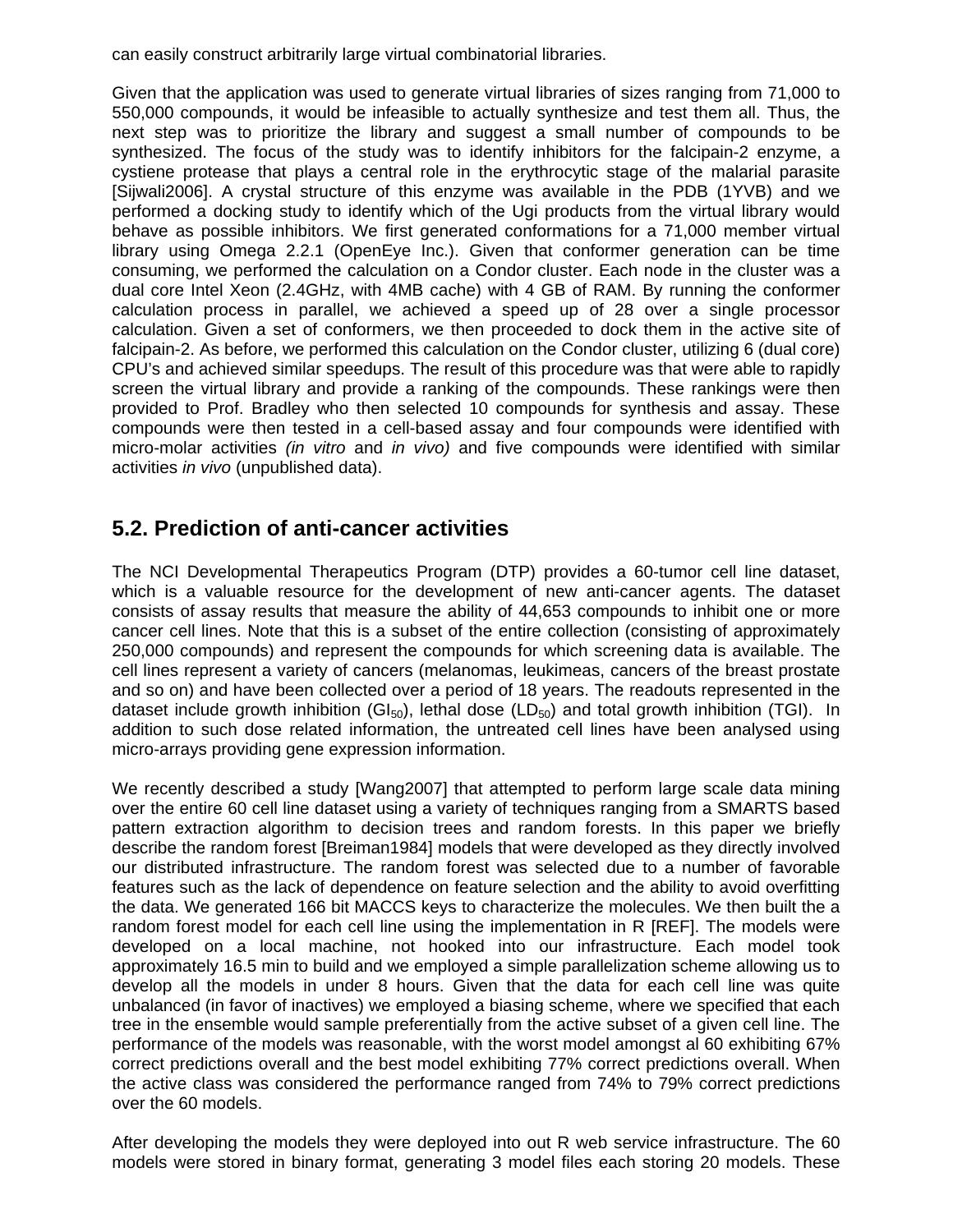can easily construct arbitrarily large virtual combinatorial libraries.

Given that the application was used to generate virtual libraries of sizes ranging from 71,000 to 550,000 compounds, it would be infeasible to actually synthesize and test them all. Thus, the next step was to prioritize the library and suggest a small number of compounds to be synthesized. The focus of the study was to identify inhibitors for the falcipain-2 enzyme, a cystiene protease that plays a central role in the erythrocytic stage of the malarial parasite [Sijwali2006]. A crystal structure of this enzyme was available in the PDB (1YVB) and we performed a docking study to identify which of the Ugi products from the virtual library would behave as possible inhibitors. We first generated conformations for a 71,000 member virtual library using Omega 2.2.1 (OpenEye Inc.). Given that conformer generation can be time consuming, we performed the calculation on a Condor cluster. Each node in the cluster was a dual core Intel Xeon (2.4GHz, with 4MB cache) with 4 GB of RAM. By running the conformer calculation process in parallel, we achieved a speed up of 28 over a single processor calculation. Given a set of conformers, we then proceeded to dock them in the active site of falcipain-2. As before, we performed this calculation on the Condor cluster, utilizing 6 (dual core) CPU's and achieved similar speedups. The result of this procedure was that were able to rapidly screen the virtual library and provide a ranking of the compounds. These rankings were then provided to Prof. Bradley who then selected 10 compounds for synthesis and assay. These compounds were then tested in a cell-based assay and four compounds were identified with micro-molar activities *(in vitro* and *in vivo)* and five compounds were identified with similar activities *in vivo* (unpublished data).

## 5.2. Prediction of anti-cancer activities

The NCI Developmental Therapeutics Program (DTP) provides a 60-tumor cell line dataset, which is a valuable resource for the development of new anti-cancer agents. The dataset consists of assay results that measure the ability of 44,653 compounds to inhibit one or more cancer cell lines. Note that this is a subset of the entire collection (consisting of approximately 250,000 compounds) and represent the compounds for which screening data is available. The cell lines represent a variety of cancers (melanomas, leukimeas, cancers of the breast prostate and so on) and have been collected over a period of 18 years. The readouts represented in the dataset include growth inhibition ($GI_{50}$), lethal dose ($LD_{50}$) and total growth inhibition (TGI). In addition to such dose related information, the untreated cell lines have been analysed using micro-arrays providing gene expression information.

We recently described a study [Wang2007] that attempted to perform large scale data mining over the entire 60 cell line dataset using a variety of techniques ranging from a SMARTS based pattern extraction algorithm to decision trees and random forests. In this paper we briefly describe the random forest [Breiman1984] models that were developed as they directly involved our distributed infrastructure. The random forest was selected due to a number of favorable features such as the lack of dependence on feature selection and the ability to avoid overfitting the data. We generated 166 bit MACCS keys to characterize the molecules. We then built the a random forest model for each cell line using the implementation in R [REF]. The models were developed on a local machine, not hooked into our infrastructure. Each model took approximately 16.5 min to build and we employed a simple parallelization scheme allowing us to develop all the models in under 8 hours. Given that the data for each cell line was quite unbalanced (in favor of inactives) we employed a biasing scheme, where we specified that each tree in the ensemble would sample preferentially from the active subset of a given cell line. The performance of the models was reasonable, with the worst model amongst al 60 exhibiting 67% correct predictions overall and the best model exhibiting 77% correct predictions overall. When the active class was considered the performance ranged from 74% to 79% correct predictions over the 60 models.

After developing the models they were deployed into out R web service infrastructure. The 60 models were stored in binary format, generating 3 model files each storing 20 models. These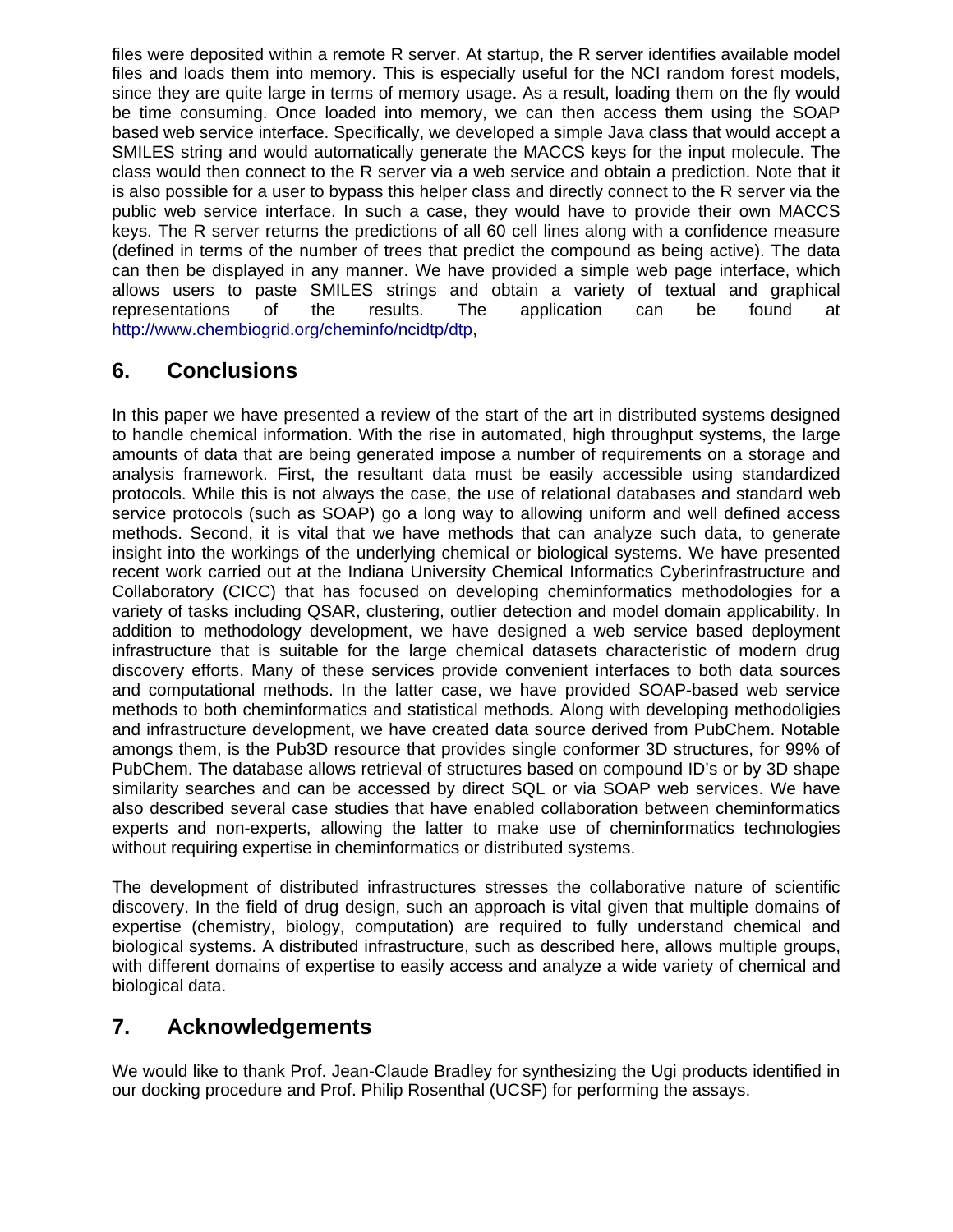files were deposited within a remote R server. At startup, the R server identifies available model files and loads them into memory. This is especially useful for the NCI random forest models, since they are quite large in terms of memory usage. As a result, loading them on the fly would be time consuming. Once loaded into memory, we can then access them using the SOAP based web service interface. Specifically, we developed a simple Java class that would accept a SMILES string and would automatically generate the MACCS keys for the input molecule. The class would then connect to the R server via a web service and obtain a prediction. Note that it is also possible for a user to bypass this helper class and directly connect to the R server via the public web service interface. In such a case, they would have to provide their own MACCS keys. The R server returns the predictions of all 60 cell lines along with a confidence measure (defined in terms of the number of trees that predict the compound as being active). The data can then be displayed in any manner. We have provided a simple web page interface, which allows users to paste SMILES strings and obtain a variety of textual and graphical representations of the results. The application can be found at http://www.chembiogrid.org/cheminfo/ncidtp/dtp,

## 6. Conclusions

In this paper we have presented a review of the start of the art in distributed systems designed to handle chemical information. With the rise in automated, high throughput systems, the large amounts of data that are being generated impose a number of requirements on a storage and analysis framework. First, the resultant data must be easily accessible using standardized protocols. While this is not always the case, the use of relational databases and standard web service protocols (such as SOAP) go a long way to allowing uniform and well defined access methods. Second, it is vital that we have methods that can analyze such data, to generate insight into the workings of the underlying chemical or biological systems. We have presented recent work carried out at the Indiana University Chemical Informatics Cyberinfrastructure and Collaboratory (CICC) that has focused on developing cheminformatics methodologies for a variety of tasks including QSAR, clustering, outlier detection and model domain applicability. In addition to methodology development, we have designed a web service based deployment infrastructure that is suitable for the large chemical datasets characteristic of modern drug discovery efforts. Many of these services provide convenient interfaces to both data sources and computational methods. In the latter case, we have provided SOAP-based web service methods to both cheminformatics and statistical methods. Along with developing methodoligies and infrastructure development, we have created data source derived from PubChem. Notable amongs them, is the Pub3D resource that provides single conformer 3D structures, for 99% of PubChem. The database allows retrieval of structures based on compound ID's or by 3D shape similarity searches and can be accessed by direct SQL or via SOAP web services. We have also described several case studies that have enabled collaboration between cheminformatics experts and non-experts, allowing the latter to make use of cheminformatics technologies without requiring expertise in cheminformatics or distributed systems.

The development of distributed infrastructures stresses the collaborative nature of scientific discovery. In the field of drug design, such an approach is vital given that multiple domains of expertise (chemistry, biology, computation) are required to fully understand chemical and biological systems. A distributed infrastructure, such as described here, allows multiple groups, with different domains of expertise to easily access and analyze a wide variety of chemical and biological data.

## 7. Acknowledgements

We would like to thank Prof. Jean-Claude Bradley for synthesizing the Ugi products identified in our docking procedure and Prof. Philip Rosenthal (UCSF) for performing the assays.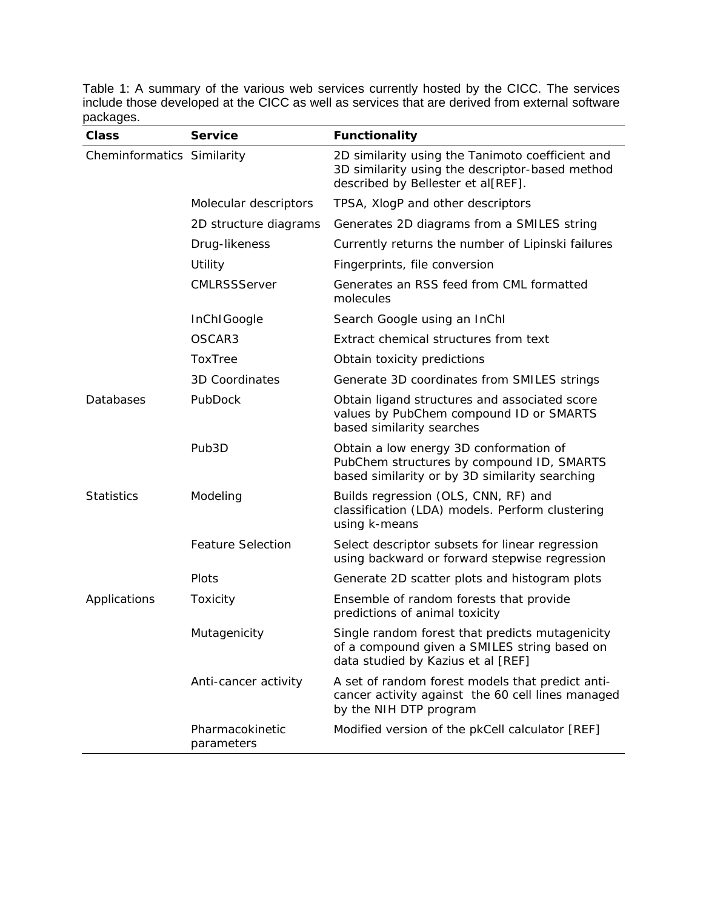Table 1: A summary of the various web services currently hosted by the CICC. The services include those developed at the CICC as well as services that are derived from external software packages.

| Class | Service | Functionality |
|---|---|---|
| Cheminformatics | Similarity | 2D similarity using the Tanimoto coefficient and 3D similarity using the descriptor-based method described by Bellester et al[REF]. |
| | Molecular descriptors | TPSA, XlogP and other descriptors |
| | 2D structure diagrams | Generates 2D diagrams from a SMILES string |
| | Drug-likeness | Currently returns the number of Lipinski failures |
| | Utility | Fingerprints, file conversion |
| | CMLRSSServer | Generates an RSS feed from CML formatted molecules |
| | InChIGoogle | Search Google using an InChI |
| | OSCAR3 | Extract chemical structures from text |
| | ToxTree | Obtain toxicity predictions |
| | 3D Coordinates | Generate 3D coordinates from SMILES strings |
| Databases | PubDock | Obtain ligand structures and associated score values by PubChem compound ID or SMARTS based similarity searches |
| | Pub3D | Obtain a low energy 3D conformation of PubChem structures by compound ID, SMARTS based similarity or by 3D similarity searching |
| Statistics | Modeling | Builds regression (OLS, CNN, RF) and classification (LDA) models. Perform clustering using k-means |
| | Feature Selection | Select descriptor subsets for linear regression using backward or forward stepwise regression |
| | Plots | Generate 2D scatter plots and histogram plots |
| Applications | Toxicity | Ensemble of random forests that provide predictions of animal toxicity |
| | Mutagenicity | Single random forest that predicts mutagenicity of a compound given a SMILES string based on data studied by Kazius et al [REF] |
| | Anti-cancer activity | A set of random forest models that predict anti-cancer activity against the 60 cell lines managed by the NIH DTP program |
| | Pharmacokinetic parameters | Modified version of the pkCell calculator [REF] |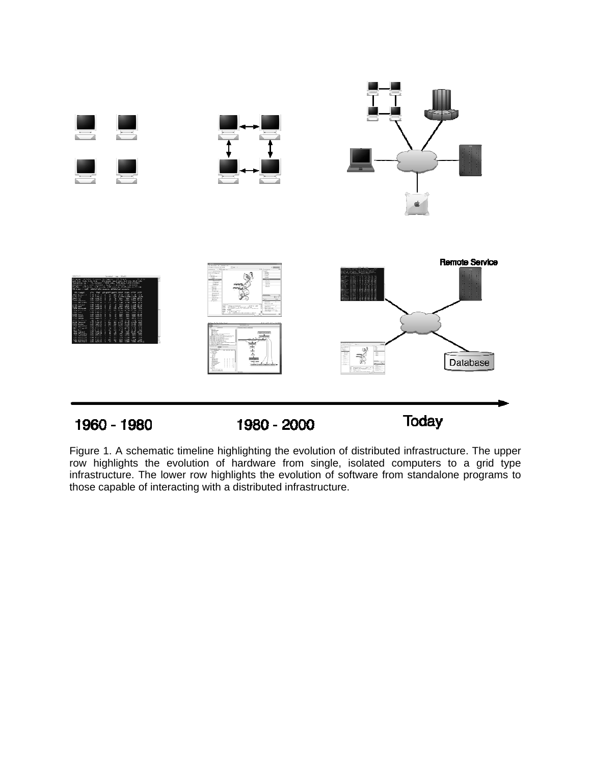Figure 1. A schematic timeline highlighting the evolution of distributed infrastructure. The upper row highlights the evolution of hardware from single, isolated computers to a grid type infrastructure. The lower row highlights the evolution of software from standalone programs to those capable of interacting with a distributed infrastructure.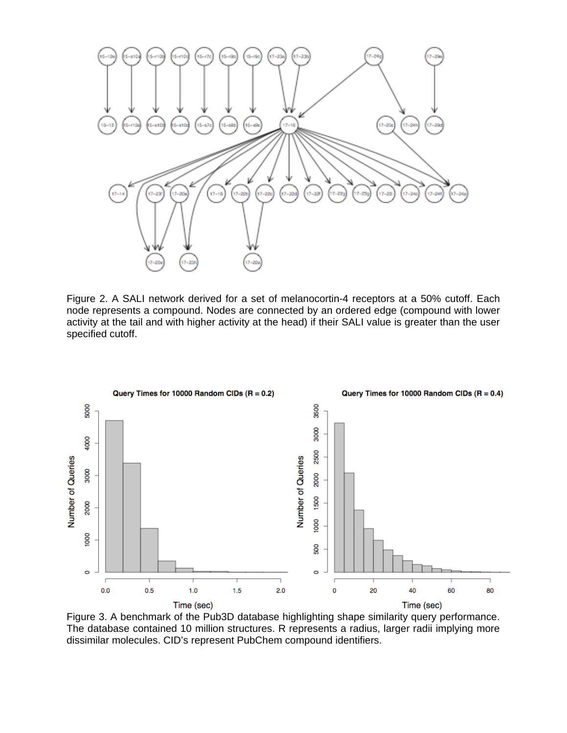Figure 2. A SALI network derived for a set of melanocortin-4 receptors at a 50% cutoff. Each node represents a compound. Nodes are connected by an ordered edge (compound with lower activity at the tail and with higher activity at the head) if their SALI value is greater than the user specified cutoff.

Figure 3. A benchmark of the Pub3D database highlighting shape similarity query performance. The database contained 10 million structures. R represents a radius, larger radii implying more dissimilar molecules. CID's represent PubChem compound identifiers.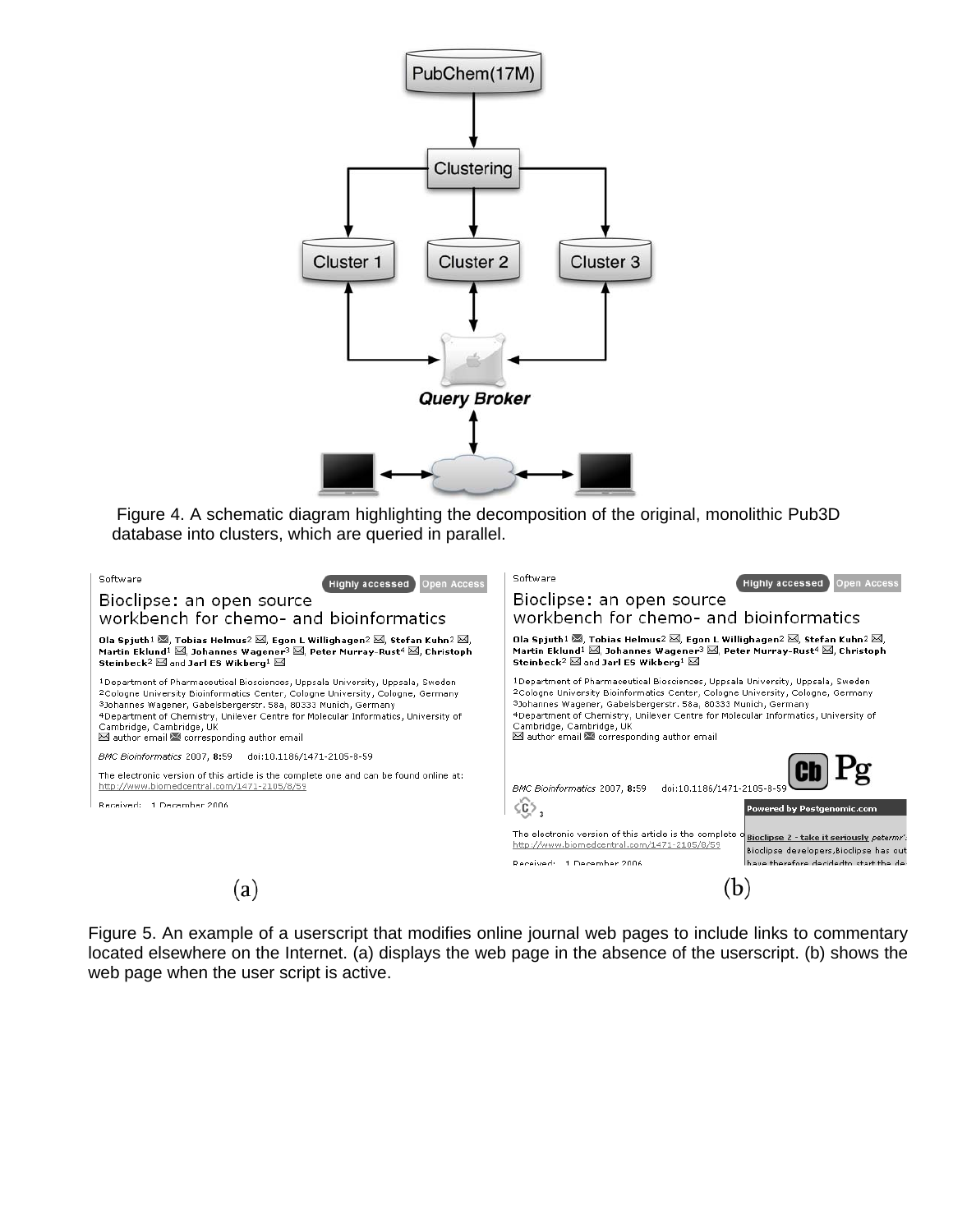PubChem(17M)

Clustering

Cluster 1

Cluster 2

Cluster 3

Query Broker

Figure 4. A schematic diagram highlighting the decomposition of the original, monolithic Pub3D database into clusters, which are queried in parallel.

(a)

(b)

Figure 5. An example of a userscript that modifies online journal web pages to include links to commentary located elsewhere on the Internet. (a) displays the web page in the absence of the userscript. (b) shows the web page when the user script is active.